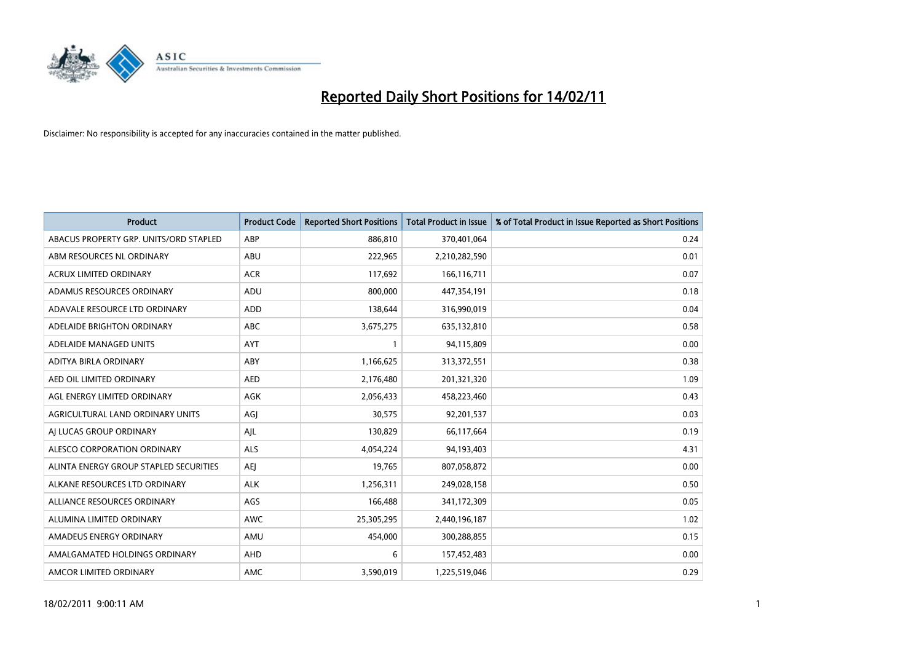# Reported Daily Short Positions for 14/02/11

Disclaimer: No responsibility is accepted for any inaccuracies contained in the matter published.

| Product | Product Code | Reported Short Positions | Total Product in Issue | % of Total Product in Issue Reported as Short Positions |
|---|---|---|---|---|
| ABACUS PROPERTY GRP. UNITS/ORD STAPLED | ABP | 886,810 | 370,401,064 | 0.24 |
| ABM RESOURCES NL ORDINARY | ABU | 222,965 | 2,210,282,590 | 0.01 |
| ACRUX LIMITED ORDINARY | ACR | 117,692 | 166,116,711 | 0.07 |
| ADAMUS RESOURCES ORDINARY | ADU | 800,000 | 447,354,191 | 0.18 |
| ADAVALE RESOURCE LTD ORDINARY | ADD | 138,644 | 316,990,019 | 0.04 |
| ADELAIDE BRIGHTON ORDINARY | ABC | 3,675,275 | 635,132,810 | 0.58 |
| ADELAIDE MANAGED UNITS | AYT | 1 | 94,115,809 | 0.00 |
| ADITYA BIRLA ORDINARY | ABY | 1,166,625 | 313,372,551 | 0.38 |
| AED OIL LIMITED ORDINARY | AED | 2,176,480 | 201,321,320 | 1.09 |
| AGL ENERGY LIMITED ORDINARY | AGK | 2,056,433 | 458,223,460 | 0.43 |
| AGRICULTURAL LAND ORDINARY UNITS | AGJ | 30,575 | 92,201,537 | 0.03 |
| AJ LUCAS GROUP ORDINARY | AJL | 130,829 | 66,117,664 | 0.19 |
| ALESCO CORPORATION ORDINARY | ALS | 4,054,224 | 94,193,403 | 4.31 |
| ALINTA ENERGY GROUP STAPLED SECURITIES | AEJ | 19,765 | 807,058,872 | 0.00 |
| ALKANE RESOURCES LTD ORDINARY | ALK | 1,256,311 | 249,028,158 | 0.50 |
| ALLIANCE RESOURCES ORDINARY | AGS | 166,488 | 341,172,309 | 0.05 |
| ALUMINA LIMITED ORDINARY | AWC | 25,305,295 | 2,440,196,187 | 1.02 |
| AMADEUS ENERGY ORDINARY | AMU | 454,000 | 300,288,855 | 0.15 |
| AMALGAMATED HOLDINGS ORDINARY | AHD | 6 | 157,452,483 | 0.00 |
| AMCOR LIMITED ORDINARY | AMC | 3,590,019 | 1,225,519,046 | 0.29 |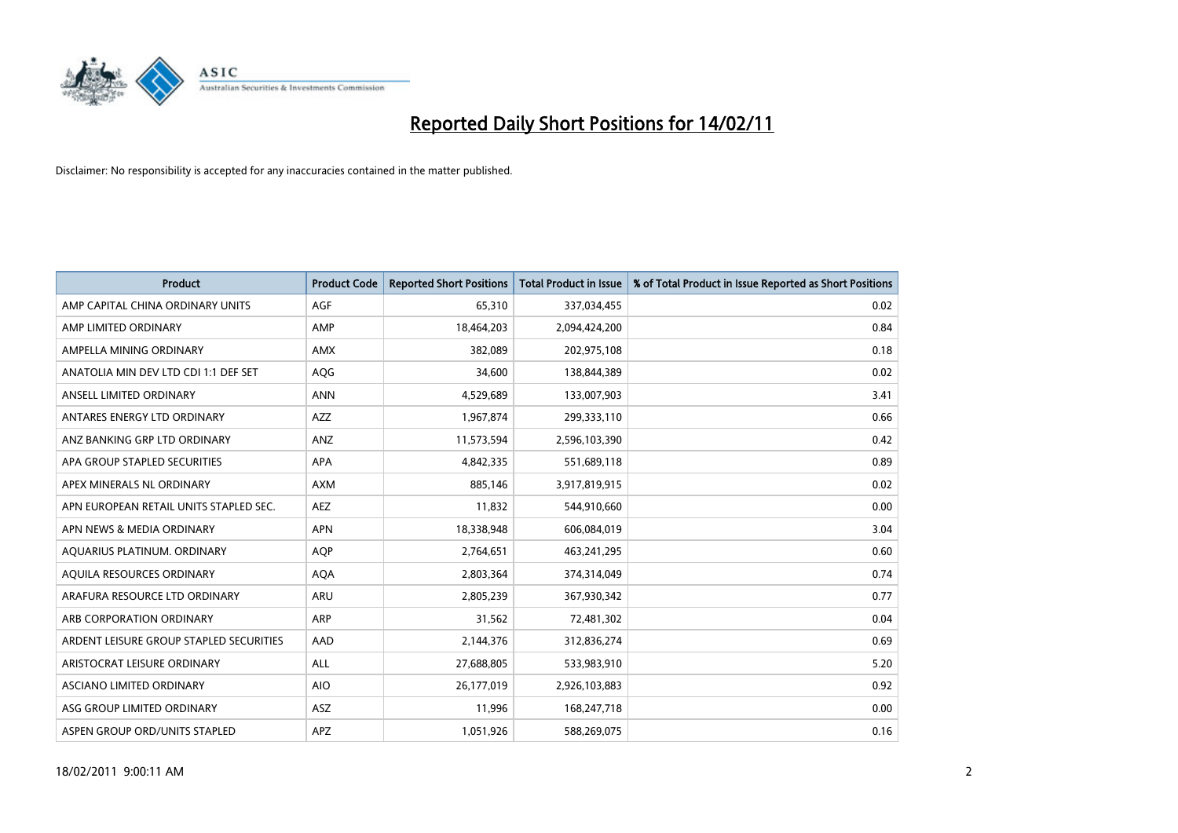# Reported Daily Short Positions for 14/02/11

Disclaimer: No responsibility is accepted for any inaccuracies contained in the matter published.

| Product | Product Code | Reported Short Positions | Total Product in Issue | % of Total Product in Issue Reported as Short Positions |
|---|---|---|---|---|
| AMP CAPITAL CHINA ORDINARY UNITS | AGF | 65,310 | 337,034,455 | 0.02 |
| AMP LIMITED ORDINARY | AMP | 18,464,203 | 2,094,424,200 | 0.84 |
| AMPELLA MINING ORDINARY | AMX | 382,089 | 202,975,108 | 0.18 |
| ANATOLIA MIN DEV LTD CDI 1:1 DEF SET | AQG | 34,600 | 138,844,389 | 0.02 |
| ANSELL LIMITED ORDINARY | ANN | 4,529,689 | 133,007,903 | 3.41 |
| ANTARES ENERGY LTD ORDINARY | AZZ | 1,967,874 | 299,333,110 | 0.66 |
| ANZ BANKING GRP LTD ORDINARY | ANZ | 11,573,594 | 2,596,103,390 | 0.42 |
| APA GROUP STAPLED SECURITIES | APA | 4,842,335 | 551,689,118 | 0.89 |
| APEX MINERALS NL ORDINARY | AXM | 885,146 | 3,917,819,915 | 0.02 |
| APN EUROPEAN RETAIL UNITS STAPLED SEC. | AEZ | 11,832 | 544,910,660 | 0.00 |
| APN NEWS & MEDIA ORDINARY | APN | 18,338,948 | 606,084,019 | 3.04 |
| AQUARIUS PLATINUM. ORDINARY | AQP | 2,764,651 | 463,241,295 | 0.60 |
| AQUILA RESOURCES ORDINARY | AQA | 2,803,364 | 374,314,049 | 0.74 |
| ARAFURA RESOURCE LTD ORDINARY | ARU | 2,805,239 | 367,930,342 | 0.77 |
| ARB CORPORATION ORDINARY | ARP | 31,562 | 72,481,302 | 0.04 |
| ARDENT LEISURE GROUP STAPLED SECURITIES | AAD | 2,144,376 | 312,836,274 | 0.69 |
| ARISTOCRAT LEISURE ORDINARY | ALL | 27,688,805 | 533,983,910 | 5.20 |
| ASCIANO LIMITED ORDINARY | AIO | 26,177,019 | 2,926,103,883 | 0.92 |
| ASG GROUP LIMITED ORDINARY | ASZ | 11,996 | 168,247,718 | 0.00 |
| ASPEN GROUP ORD/UNITS STAPLED | APZ | 1,051,926 | 588,269,075 | 0.16 |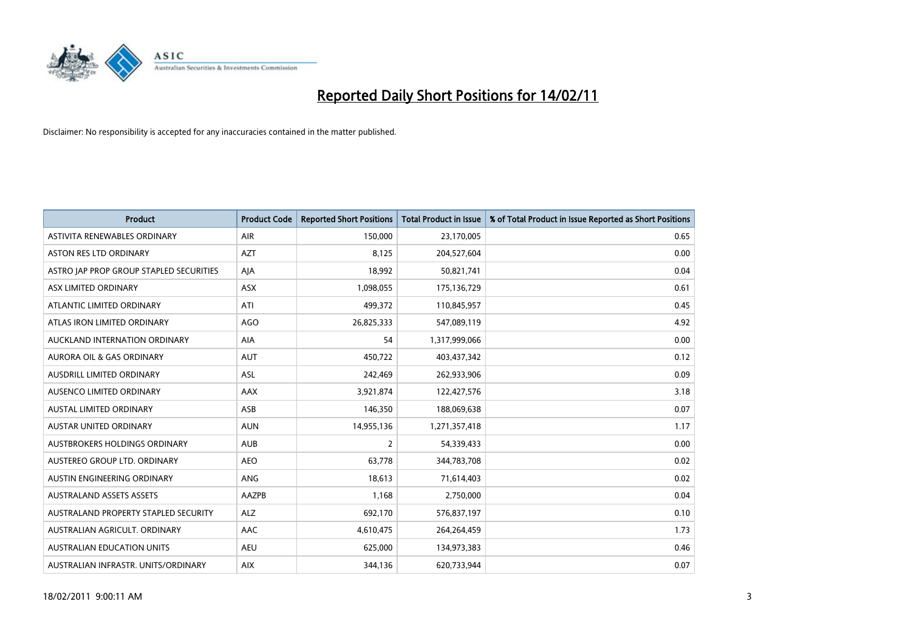# Reported Daily Short Positions for 14/02/11

Disclaimer: No responsibility is accepted for any inaccuracies contained in the matter published.

| Product | Product Code | Reported Short Positions | Total Product in Issue | % of Total Product in Issue Reported as Short Positions |
|---|---|---|---|---|
| ASTIVITA RENEWABLES ORDINARY | AIR | 150,000 | 23,170,005 | 0.65 |
| ASTON RES LTD ORDINARY | AZT | 8,125 | 204,527,604 | 0.00 |
| ASTRO JAP PROP GROUP STAPLED SECURITIES | AJA | 18,992 | 50,821,741 | 0.04 |
| ASX LIMITED ORDINARY | ASX | 1,098,055 | 175,136,729 | 0.61 |
| ATLANTIC LIMITED ORDINARY | ATI | 499,372 | 110,845,957 | 0.45 |
| ATLAS IRON LIMITED ORDINARY | AGO | 26,825,333 | 547,089,119 | 4.92 |
| AUCKLAND INTERNATION ORDINARY | AIA | 54 | 1,317,999,066 | 0.00 |
| AURORA OIL & GAS ORDINARY | AUT | 450,722 | 403,437,342 | 0.12 |
| AUSDRILL LIMITED ORDINARY | ASL | 242,469 | 262,933,906 | 0.09 |
| AUSENCO LIMITED ORDINARY | AAX | 3,921,874 | 122,427,576 | 3.18 |
| AUSTAL LIMITED ORDINARY | ASB | 146,350 | 188,069,638 | 0.07 |
| AUSTAR UNITED ORDINARY | AUN | 14,955,136 | 1,271,357,418 | 1.17 |
| AUSTBROKERS HOLDINGS ORDINARY | AUB | 2 | 54,339,433 | 0.00 |
| AUSTEREO GROUP LTD. ORDINARY | AEO | 63,778 | 344,783,708 | 0.02 |
| AUSTIN ENGINEERING ORDINARY | ANG | 18,613 | 71,614,403 | 0.02 |
| AUSTRALAND ASSETS ASSETS | AAZPB | 1,168 | 2,750,000 | 0.04 |
| AUSTRALAND PROPERTY STAPLED SECURITY | ALZ | 692,170 | 576,837,197 | 0.10 |
| AUSTRALIAN AGRICULT. ORDINARY | AAC | 4,610,475 | 264,264,459 | 1.73 |
| AUSTRALIAN EDUCATION UNITS | AEU | 625,000 | 134,973,383 | 0.46 |
| AUSTRALIAN INFRASTR. UNITS/ORDINARY | AIX | 344,136 | 620,733,944 | 0.07 |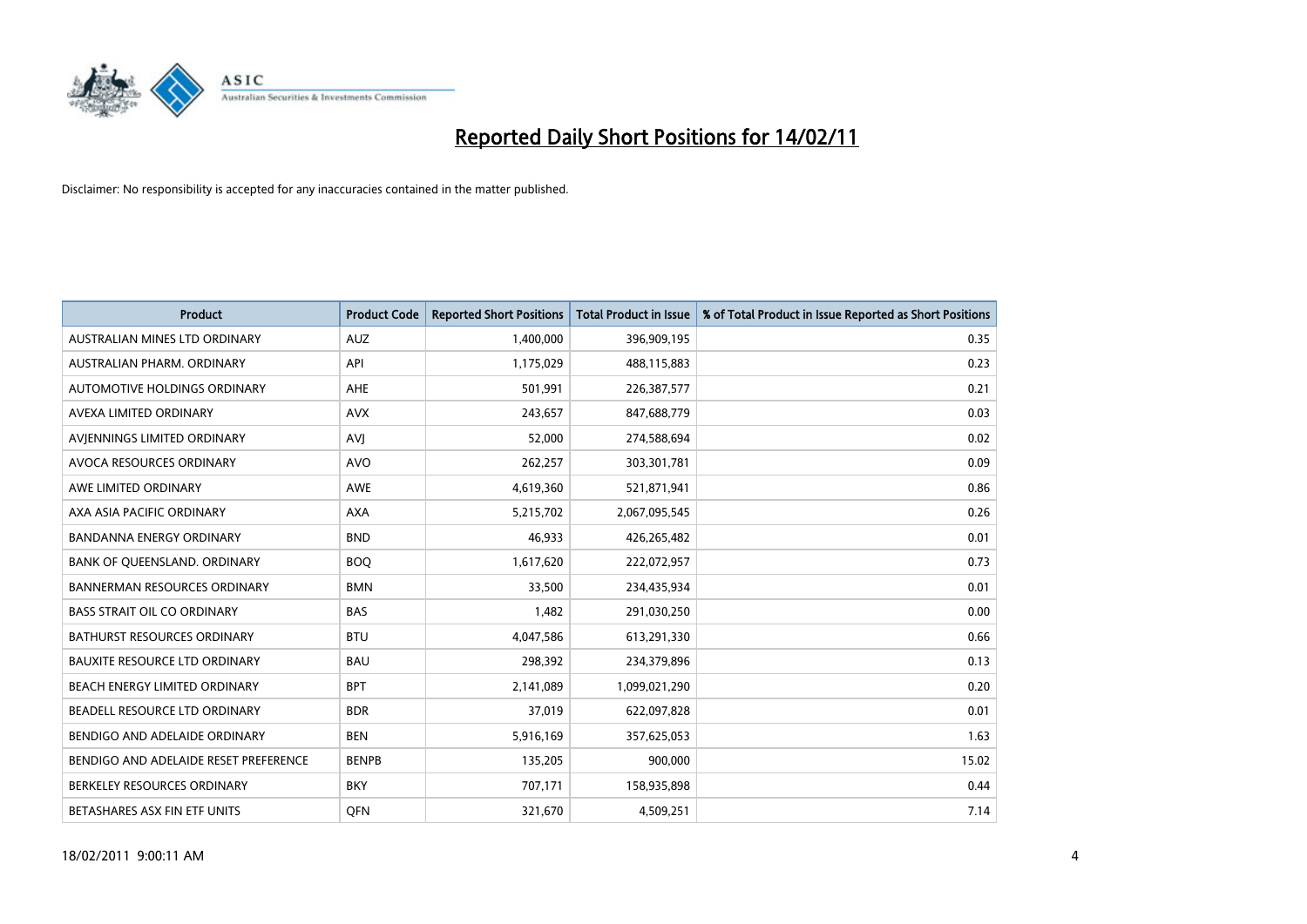# Reported Daily Short Positions for 14/02/11

Disclaimer: No responsibility is accepted for any inaccuracies contained in the matter published.

| Product | Product Code | Reported Short Positions | Total Product in Issue | % of Total Product in Issue Reported as Short Positions |
|---|---|---|---|---|
| AUSTRALIAN MINES LTD ORDINARY | AUZ | 1,400,000 | 396,909,195 | 0.35 |
| AUSTRALIAN PHARM. ORDINARY | API | 1,175,029 | 488,115,883 | 0.23 |
| AUTOMOTIVE HOLDINGS ORDINARY | AHE | 501,991 | 226,387,577 | 0.21 |
| AVEXA LIMITED ORDINARY | AVX | 243,657 | 847,688,779 | 0.03 |
| AVJENNINGS LIMITED ORDINARY | AVJ | 52,000 | 274,588,694 | 0.02 |
| AVOCA RESOURCES ORDINARY | AVO | 262,257 | 303,301,781 | 0.09 |
| AWE LIMITED ORDINARY | AWE | 4,619,360 | 521,871,941 | 0.86 |
| AXA ASIA PACIFIC ORDINARY | AXA | 5,215,702 | 2,067,095,545 | 0.26 |
| BANDANNA ENERGY ORDINARY | BND | 46,933 | 426,265,482 | 0.01 |
| BANK OF QUEENSLAND. ORDINARY | BOQ | 1,617,620 | 222,072,957 | 0.73 |
| BANNERMAN RESOURCES ORDINARY | BMN | 33,500 | 234,435,934 | 0.01 |
| BASS STRAIT OIL CO ORDINARY | BAS | 1,482 | 291,030,250 | 0.00 |
| BATHURST RESOURCES ORDINARY | BTU | 4,047,586 | 613,291,330 | 0.66 |
| BAUXITE RESOURCE LTD ORDINARY | BAU | 298,392 | 234,379,896 | 0.13 |
| BEACH ENERGY LIMITED ORDINARY | BPT | 2,141,089 | 1,099,021,290 | 0.20 |
| BEADELL RESOURCE LTD ORDINARY | BDR | 37,019 | 622,097,828 | 0.01 |
| BENDIGO AND ADELAIDE ORDINARY | BEN | 5,916,169 | 357,625,053 | 1.63 |
| BENDIGO AND ADELAIDE RESET PREFERENCE | BENPB | 135,205 | 900,000 | 15.02 |
| BERKELEY RESOURCES ORDINARY | BKY | 707,171 | 158,935,898 | 0.44 |
| BETASHARES ASX FIN ETF UNITS | QFN | 321,670 | 4,509,251 | 7.14 |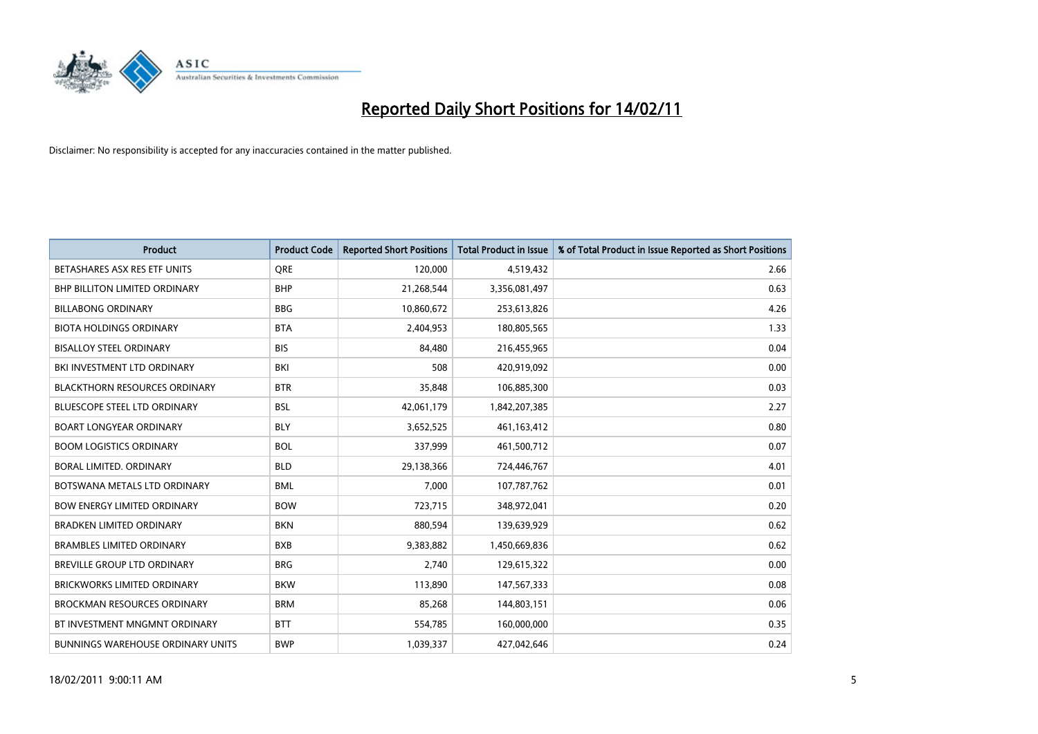# Reported Daily Short Positions for 14/02/11

Disclaimer: No responsibility is accepted for any inaccuracies contained in the matter published.

| Product | Product Code | Reported Short Positions | Total Product in Issue | % of Total Product in Issue Reported as Short Positions |
|---|---|---|---|---|
| BETASHARES ASX RES ETF UNITS | QRE | 120,000 | 4,519,432 | 2.66 |
| BHP BILLITON LIMITED ORDINARY | BHP | 21,268,544 | 3,356,081,497 | 0.63 |
| BILLABONG ORDINARY | BBG | 10,860,672 | 253,613,826 | 4.26 |
| BIOTA HOLDINGS ORDINARY | BTA | 2,404,953 | 180,805,565 | 1.33 |
| BISALLOY STEEL ORDINARY | BIS | 84,480 | 216,455,965 | 0.04 |
| BKI INVESTMENT LTD ORDINARY | BKI | 508 | 420,919,092 | 0.00 |
| BLACKTHORN RESOURCES ORDINARY | BTR | 35,848 | 106,885,300 | 0.03 |
| BLUESCOPE STEEL LTD ORDINARY | BSL | 42,061,179 | 1,842,207,385 | 2.27 |
| BOART LONGYEAR ORDINARY | BLY | 3,652,525 | 461,163,412 | 0.80 |
| BOOM LOGISTICS ORDINARY | BOL | 337,999 | 461,500,712 | 0.07 |
| BORAL LIMITED. ORDINARY | BLD | 29,138,366 | 724,446,767 | 4.01 |
| BOTSWANA METALS LTD ORDINARY | BML | 7,000 | 107,787,762 | 0.01 |
| BOW ENERGY LIMITED ORDINARY | BOW | 723,715 | 348,972,041 | 0.20 |
| BRADKEN LIMITED ORDINARY | BKN | 880,594 | 139,639,929 | 0.62 |
| BRAMBLES LIMITED ORDINARY | BXB | 9,383,882 | 1,450,669,836 | 0.62 |
| BREVILLE GROUP LTD ORDINARY | BRG | 2,740 | 129,615,322 | 0.00 |
| BRICKWORKS LIMITED ORDINARY | BKW | 113,890 | 147,567,333 | 0.08 |
| BROCKMAN RESOURCES ORDINARY | BRM | 85,268 | 144,803,151 | 0.06 |
| BT INVESTMENT MNGMNT ORDINARY | BTT | 554,785 | 160,000,000 | 0.35 |
| BUNNINGS WAREHOUSE ORDINARY UNITS | BWP | 1,039,337 | 427,042,646 | 0.24 |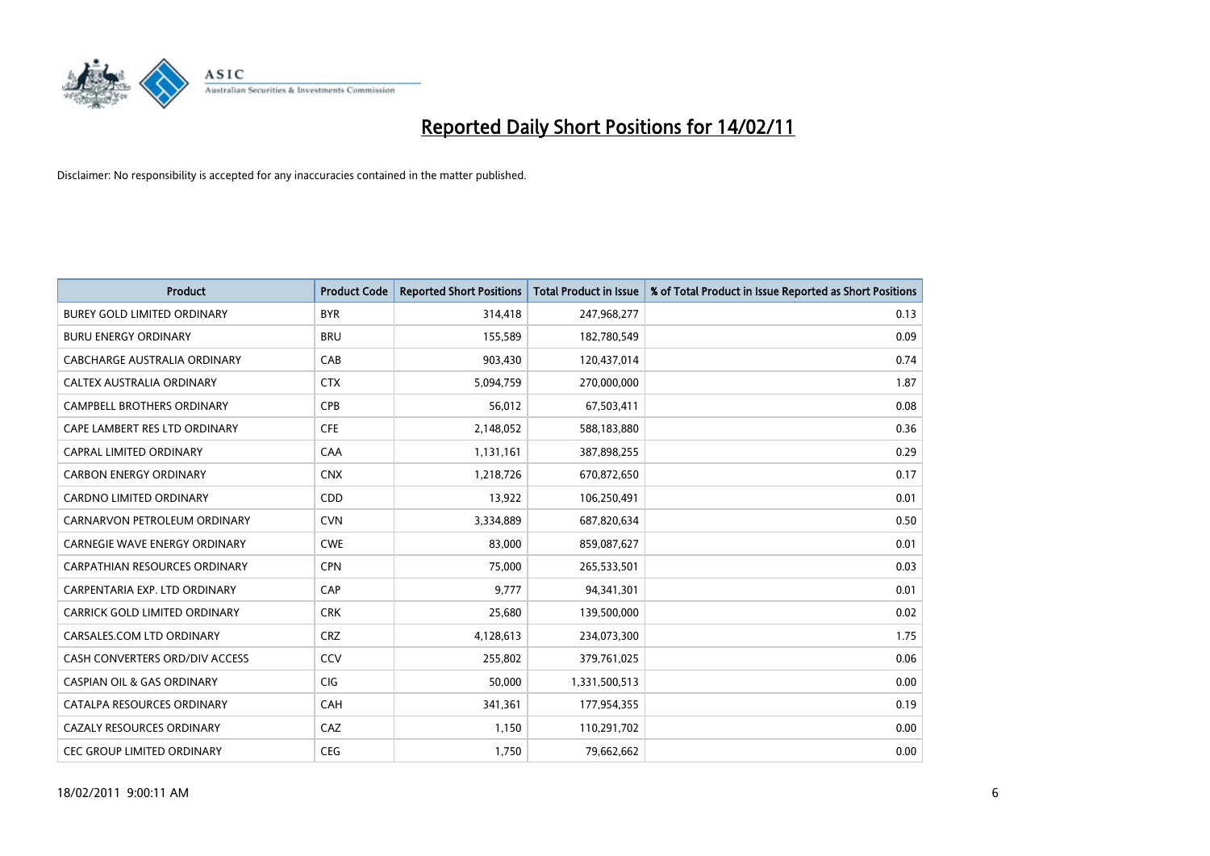# Reported Daily Short Positions for 14/02/11

Disclaimer: No responsibility is accepted for any inaccuracies contained in the matter published.

| Product | Product Code | Reported Short Positions | Total Product in Issue | % of Total Product in Issue Reported as Short Positions |
| --- | --- | --- | --- | --- |
| BUREY GOLD LIMITED ORDINARY | BYR | 314,418 | 247,968,277 | 0.13 |
| BURU ENERGY ORDINARY | BRU | 155,589 | 182,780,549 | 0.09 |
| CABCHARGE AUSTRALIA ORDINARY | CAB | 903,430 | 120,437,014 | 0.74 |
| CALTEX AUSTRALIA ORDINARY | CTX | 5,094,759 | 270,000,000 | 1.87 |
| CAMPBELL BROTHERS ORDINARY | CPB | 56,012 | 67,503,411 | 0.08 |
| CAPE LAMBERT RES LTD ORDINARY | CFE | 2,148,052 | 588,183,880 | 0.36 |
| CAPRAL LIMITED ORDINARY | CAA | 1,131,161 | 387,898,255 | 0.29 |
| CARBON ENERGY ORDINARY | CNX | 1,218,726 | 670,872,650 | 0.17 |
| CARDNO LIMITED ORDINARY | CDD | 13,922 | 106,250,491 | 0.01 |
| CARNARVON PETROLEUM ORDINARY | CVN | 3,334,889 | 687,820,634 | 0.50 |
| CARNEGIE WAVE ENERGY ORDINARY | CWE | 83,000 | 859,087,627 | 0.01 |
| CARPATHIAN RESOURCES ORDINARY | CPN | 75,000 | 265,533,501 | 0.03 |
| CARPENTARIA EXP. LTD ORDINARY | CAP | 9,777 | 94,341,301 | 0.01 |
| CARRICK GOLD LIMITED ORDINARY | CRK | 25,680 | 139,500,000 | 0.02 |
| CARSALES.COM LTD ORDINARY | CRZ | 4,128,613 | 234,073,300 | 1.75 |
| CASH CONVERTERS ORD/DIV ACCESS | CCV | 255,802 | 379,761,025 | 0.06 |
| CASPIAN OIL & GAS ORDINARY | CIG | 50,000 | 1,331,500,513 | 0.00 |
| CATALPA RESOURCES ORDINARY | CAH | 341,361 | 177,954,355 | 0.19 |
| CAZALY RESOURCES ORDINARY | CAZ | 1,150 | 110,291,702 | 0.00 |
| CEC GROUP LIMITED ORDINARY | CEG | 1,750 | 79,662,662 | 0.00 |

18/02/2011 9:00:11 AM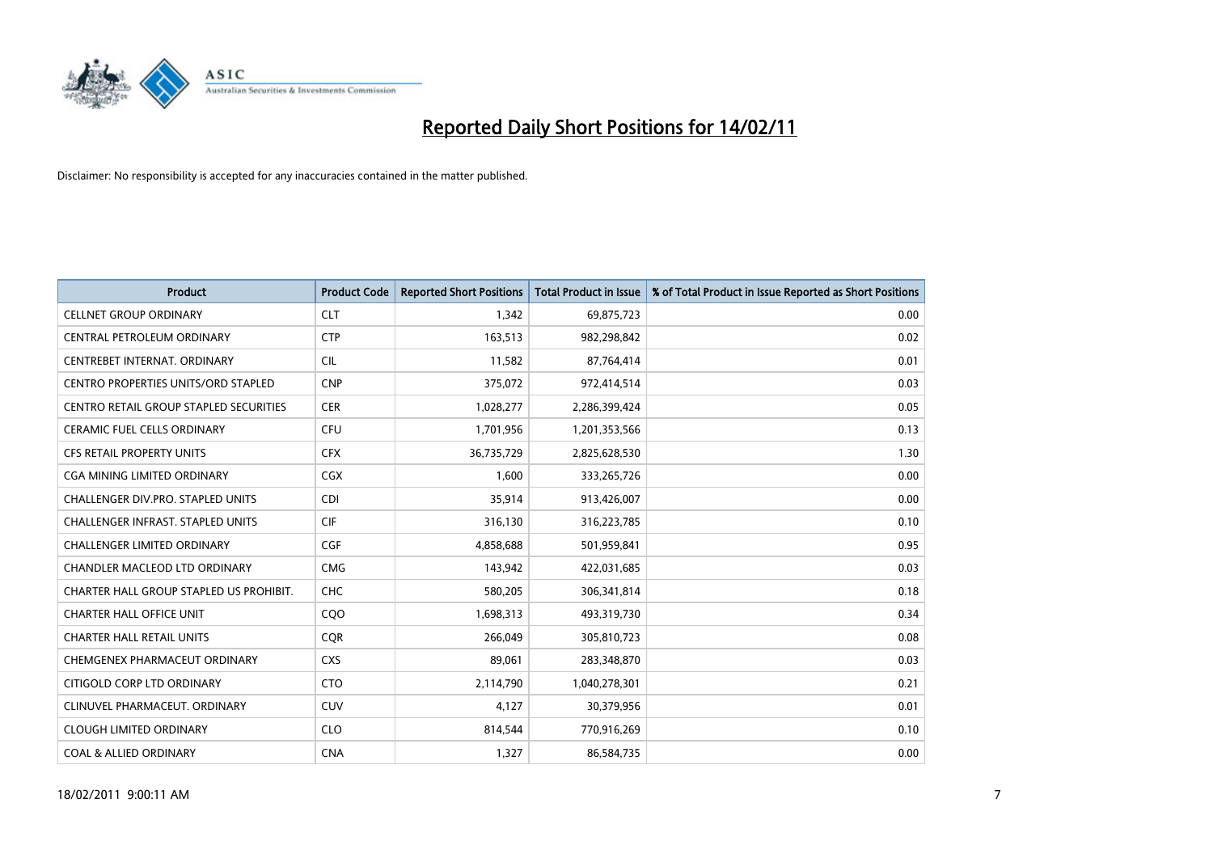# Reported Daily Short Positions for 14/02/11

Disclaimer: No responsibility is accepted for any inaccuracies contained in the matter published.

| Product | Product Code | Reported Short Positions | Total Product in Issue | % of Total Product in Issue Reported as Short Positions |
|---|---|---|---|---|
| CELLNET GROUP ORDINARY | CLT | 1,342 | 69,875,723 | 0.00 |
| CENTRAL PETROLEUM ORDINARY | CTP | 163,513 | 982,298,842 | 0.02 |
| CENTREBET INTERNAT. ORDINARY | CIL | 11,582 | 87,764,414 | 0.01 |
| CENTRO PROPERTIES UNITS/ORD STAPLED | CNP | 375,072 | 972,414,514 | 0.03 |
| CENTRO RETAIL GROUP STAPLED SECURITIES | CER | 1,028,277 | 2,286,399,424 | 0.05 |
| CERAMIC FUEL CELLS ORDINARY | CFU | 1,701,956 | 1,201,353,566 | 0.13 |
| CFS RETAIL PROPERTY UNITS | CFX | 36,735,729 | 2,825,628,530 | 1.30 |
| CGA MINING LIMITED ORDINARY | CGX | 1,600 | 333,265,726 | 0.00 |
| CHALLENGER DIV.PRO. STAPLED UNITS | CDI | 35,914 | 913,426,007 | 0.00 |
| CHALLENGER INFRAST. STAPLED UNITS | CIF | 316,130 | 316,223,785 | 0.10 |
| CHALLENGER LIMITED ORDINARY | CGF | 4,858,688 | 501,959,841 | 0.95 |
| CHANDLER MACLEOD LTD ORDINARY | CMG | 143,942 | 422,031,685 | 0.03 |
| CHARTER HALL GROUP STAPLED US PROHIBIT. | CHC | 580,205 | 306,341,814 | 0.18 |
| CHARTER HALL OFFICE UNIT | CQO | 1,698,313 | 493,319,730 | 0.34 |
| CHARTER HALL RETAIL UNITS | CQR | 266,049 | 305,810,723 | 0.08 |
| CHEMGENEX PHARMACEUT ORDINARY | CXS | 89,061 | 283,348,870 | 0.03 |
| CITIGOLD CORP LTD ORDINARY | CTO | 2,114,790 | 1,040,278,301 | 0.21 |
| CLINUVEL PHARMACEUT. ORDINARY | CUV | 4,127 | 30,379,956 | 0.01 |
| CLOUGH LIMITED ORDINARY | CLO | 814,544 | 770,916,269 | 0.10 |
| COAL & ALLIED ORDINARY | CNA | 1,327 | 86,584,735 | 0.00 |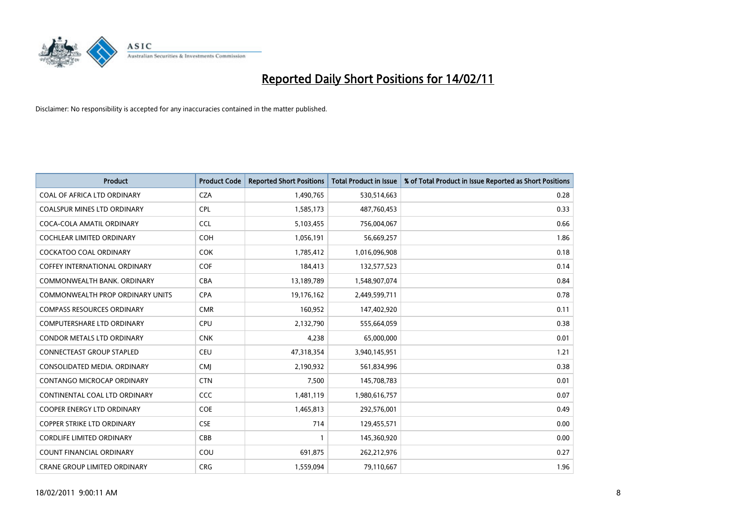# Reported Daily Short Positions for 14/02/11

Disclaimer: No responsibility is accepted for any inaccuracies contained in the matter published.

| Product | Product Code | Reported Short Positions | Total Product in Issue | % of Total Product in Issue Reported as Short Positions |
|---|---|---|---|---|
| COAL OF AFRICA LTD ORDINARY | CZA | 1,490,765 | 530,514,663 | 0.28 |
| COALSPUR MINES LTD ORDINARY | CPL | 1,585,173 | 487,760,453 | 0.33 |
| COCA-COLA AMATIL ORDINARY | CCL | 5,103,455 | 756,004,067 | 0.66 |
| COCHLEAR LIMITED ORDINARY | COH | 1,056,191 | 56,669,257 | 1.86 |
| COCKATOO COAL ORDINARY | COK | 1,785,412 | 1,016,096,908 | 0.18 |
| COFFEY INTERNATIONAL ORDINARY | COF | 184,413 | 132,577,523 | 0.14 |
| COMMONWEALTH BANK. ORDINARY | CBA | 13,189,789 | 1,548,907,074 | 0.84 |
| COMMONWEALTH PROP ORDINARY UNITS | CPA | 19,176,162 | 2,449,599,711 | 0.78 |
| COMPASS RESOURCES ORDINARY | CMR | 160,952 | 147,402,920 | 0.11 |
| COMPUTERSHARE LTD ORDINARY | CPU | 2,132,790 | 555,664,059 | 0.38 |
| CONDOR METALS LTD ORDINARY | CNK | 4,238 | 65,000,000 | 0.01 |
| CONNECTEAST GROUP STAPLED | CEU | 47,318,354 | 3,940,145,951 | 1.21 |
| CONSOLIDATED MEDIA. ORDINARY | CMJ | 2,190,932 | 561,834,996 | 0.38 |
| CONTANGO MICROCAP ORDINARY | CTN | 7,500 | 145,708,783 | 0.01 |
| CONTINENTAL COAL LTD ORDINARY | CCC | 1,481,119 | 1,980,616,757 | 0.07 |
| COOPER ENERGY LTD ORDINARY | COE | 1,465,813 | 292,576,001 | 0.49 |
| COPPER STRIKE LTD ORDINARY | CSE | 714 | 129,455,571 | 0.00 |
| CORDLIFE LIMITED ORDINARY | CBB | 1 | 145,360,920 | 0.00 |
| COUNT FINANCIAL ORDINARY | COU | 691,875 | 262,212,976 | 0.27 |
| CRANE GROUP LIMITED ORDINARY | CRG | 1,559,094 | 79,110,667 | 1.96 |

18/02/2011 9:00:11 AM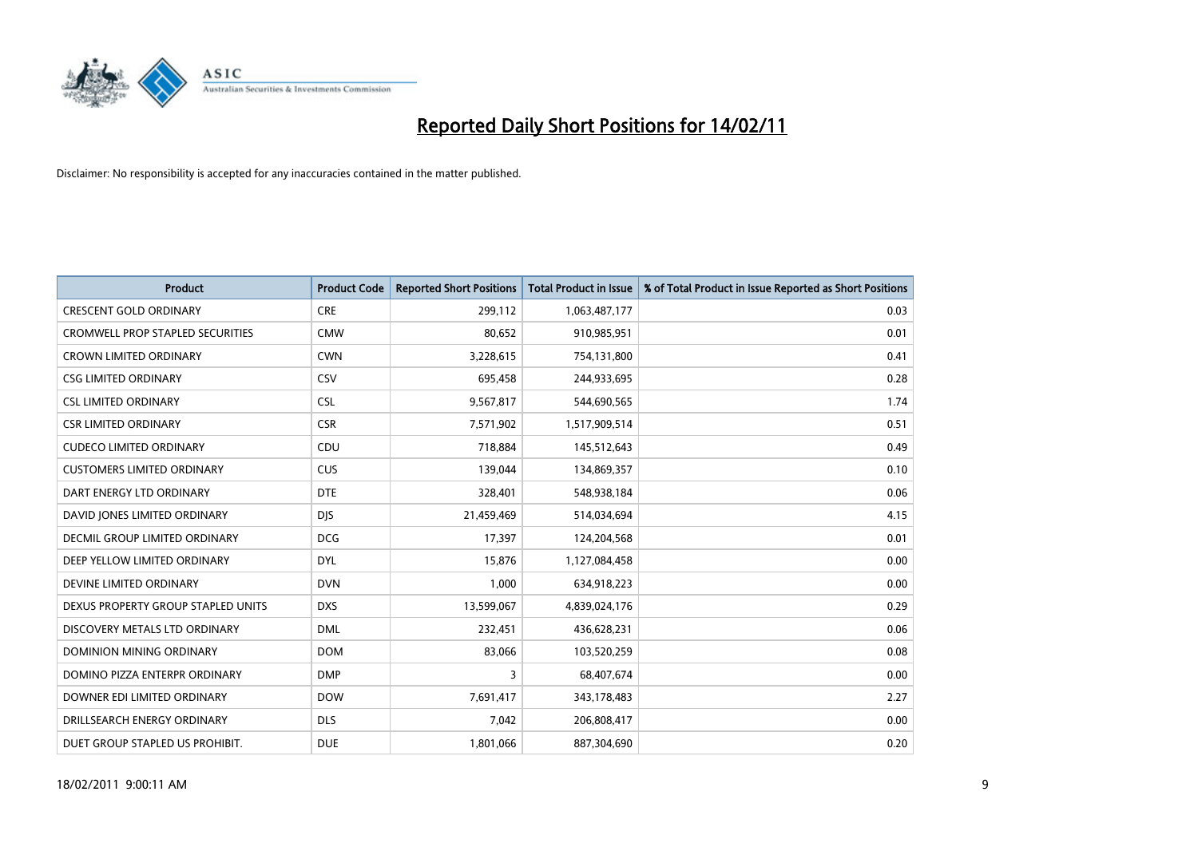# Reported Daily Short Positions for 14/02/11

Disclaimer: No responsibility is accepted for any inaccuracies contained in the matter published.

| Product | Product Code | Reported Short Positions | Total Product in Issue | % of Total Product in Issue Reported as Short Positions |
|---|---|---|---|---|
| CRESCENT GOLD ORDINARY | CRE | 299,112 | 1,063,487,177 | 0.03 |
| CROMWELL PROP STAPLED SECURITIES | CMW | 80,652 | 910,985,951 | 0.01 |
| CROWN LIMITED ORDINARY | CWN | 3,228,615 | 754,131,800 | 0.41 |
| CSG LIMITED ORDINARY | CSV | 695,458 | 244,933,695 | 0.28 |
| CSL LIMITED ORDINARY | CSL | 9,567,817 | 544,690,565 | 1.74 |
| CSR LIMITED ORDINARY | CSR | 7,571,902 | 1,517,909,514 | 0.51 |
| CUDECO LIMITED ORDINARY | CDU | 718,884 | 145,512,643 | 0.49 |
| CUSTOMERS LIMITED ORDINARY | CUS | 139,044 | 134,869,357 | 0.10 |
| DART ENERGY LTD ORDINARY | DTE | 328,401 | 548,938,184 | 0.06 |
| DAVID JONES LIMITED ORDINARY | DJS | 21,459,469 | 514,034,694 | 4.15 |
| DECMIL GROUP LIMITED ORDINARY | DCG | 17,397 | 124,204,568 | 0.01 |
| DEEP YELLOW LIMITED ORDINARY | DYL | 15,876 | 1,127,084,458 | 0.00 |
| DEVINE LIMITED ORDINARY | DVN | 1,000 | 634,918,223 | 0.00 |
| DEXUS PROPERTY GROUP STAPLED UNITS | DXS | 13,599,067 | 4,839,024,176 | 0.29 |
| DISCOVERY METALS LTD ORDINARY | DML | 232,451 | 436,628,231 | 0.06 |
| DOMINION MINING ORDINARY | DOM | 83,066 | 103,520,259 | 0.08 |
| DOMINO PIZZA ENTERPR ORDINARY | DMP | 3 | 68,407,674 | 0.00 |
| DOWNER EDI LIMITED ORDINARY | DOW | 7,691,417 | 343,178,483 | 2.27 |
| DRILLSEARCH ENERGY ORDINARY | DLS | 7,042 | 206,808,417 | 0.00 |
| DUET GROUP STAPLED US PROHIBIT. | DUE | 1,801,066 | 887,304,690 | 0.20 |

18/02/2011 9:00:11 AM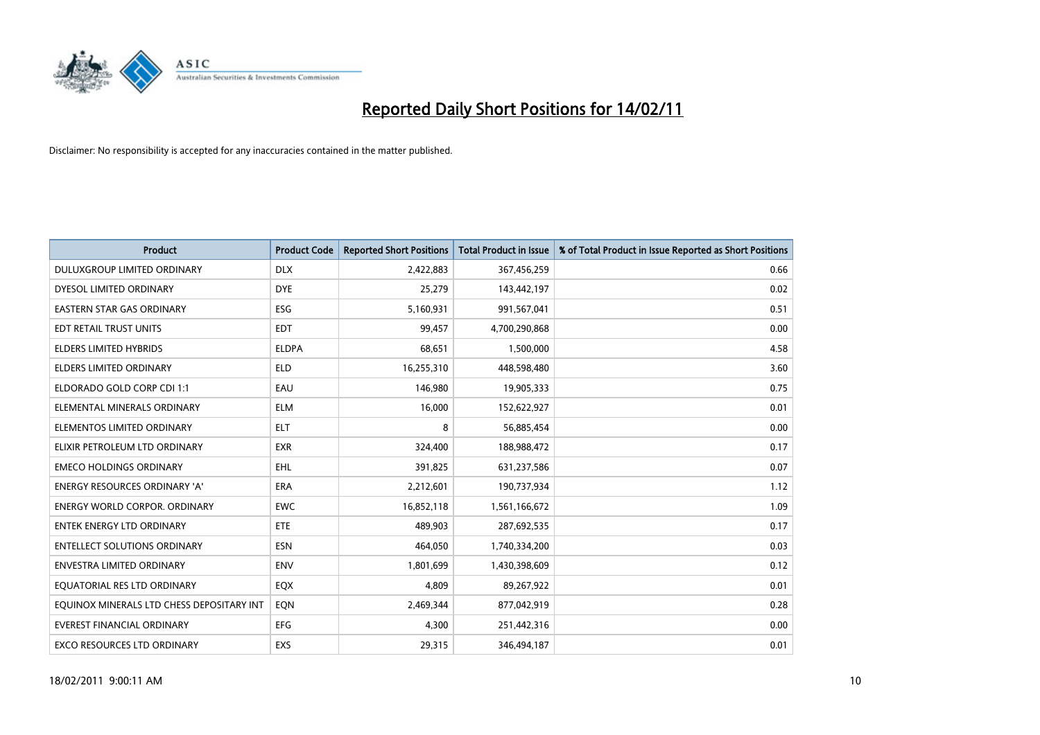# Reported Daily Short Positions for 14/02/11

Disclaimer: No responsibility is accepted for any inaccuracies contained in the matter published.

| Product | Product Code | Reported Short Positions | Total Product in Issue | % of Total Product in Issue Reported as Short Positions |
|---|---|---|---|---|
| DULUXGROUP LIMITED ORDINARY | DLX | 2,422,883 | 367,456,259 | 0.66 |
| DYESOL LIMITED ORDINARY | DYE | 25,279 | 143,442,197 | 0.02 |
| EASTERN STAR GAS ORDINARY | ESG | 5,160,931 | 991,567,041 | 0.51 |
| EDT RETAIL TRUST UNITS | EDT | 99,457 | 4,700,290,868 | 0.00 |
| ELDERS LIMITED HYBRIDS | ELDPA | 68,651 | 1,500,000 | 4.58 |
| ELDERS LIMITED ORDINARY | ELD | 16,255,310 | 448,598,480 | 3.60 |
| ELDORADO GOLD CORP CDI 1:1 | EAU | 146,980 | 19,905,333 | 0.75 |
| ELEMENTAL MINERALS ORDINARY | ELM | 16,000 | 152,622,927 | 0.01 |
| ELEMENTOS LIMITED ORDINARY | ELT | 8 | 56,885,454 | 0.00 |
| ELIXIR PETROLEUM LTD ORDINARY | EXR | 324,400 | 188,988,472 | 0.17 |
| EMECO HOLDINGS ORDINARY | EHL | 391,825 | 631,237,586 | 0.07 |
| ENERGY RESOURCES ORDINARY 'A' | ERA | 2,212,601 | 190,737,934 | 1.12 |
| ENERGY WORLD CORPOR. ORDINARY | EWC | 16,852,118 | 1,561,166,672 | 1.09 |
| ENTEK ENERGY LTD ORDINARY | ETE | 489,903 | 287,692,535 | 0.17 |
| ENTELLECT SOLUTIONS ORDINARY | ESN | 464,050 | 1,740,334,200 | 0.03 |
| ENVESTRA LIMITED ORDINARY | ENV | 1,801,699 | 1,430,398,609 | 0.12 |
| EQUATORIAL RES LTD ORDINARY | EQX | 4,809 | 89,267,922 | 0.01 |
| EQUINOX MINERALS LTD CHESS DEPOSITARY INT | EQN | 2,469,344 | 877,042,919 | 0.28 |
| EVEREST FINANCIAL ORDINARY | EFG | 4,300 | 251,442,316 | 0.00 |
| EXCO RESOURCES LTD ORDINARY | EXS | 29,315 | 346,494,187 | 0.01 |

18/02/2011 9:00:11 AM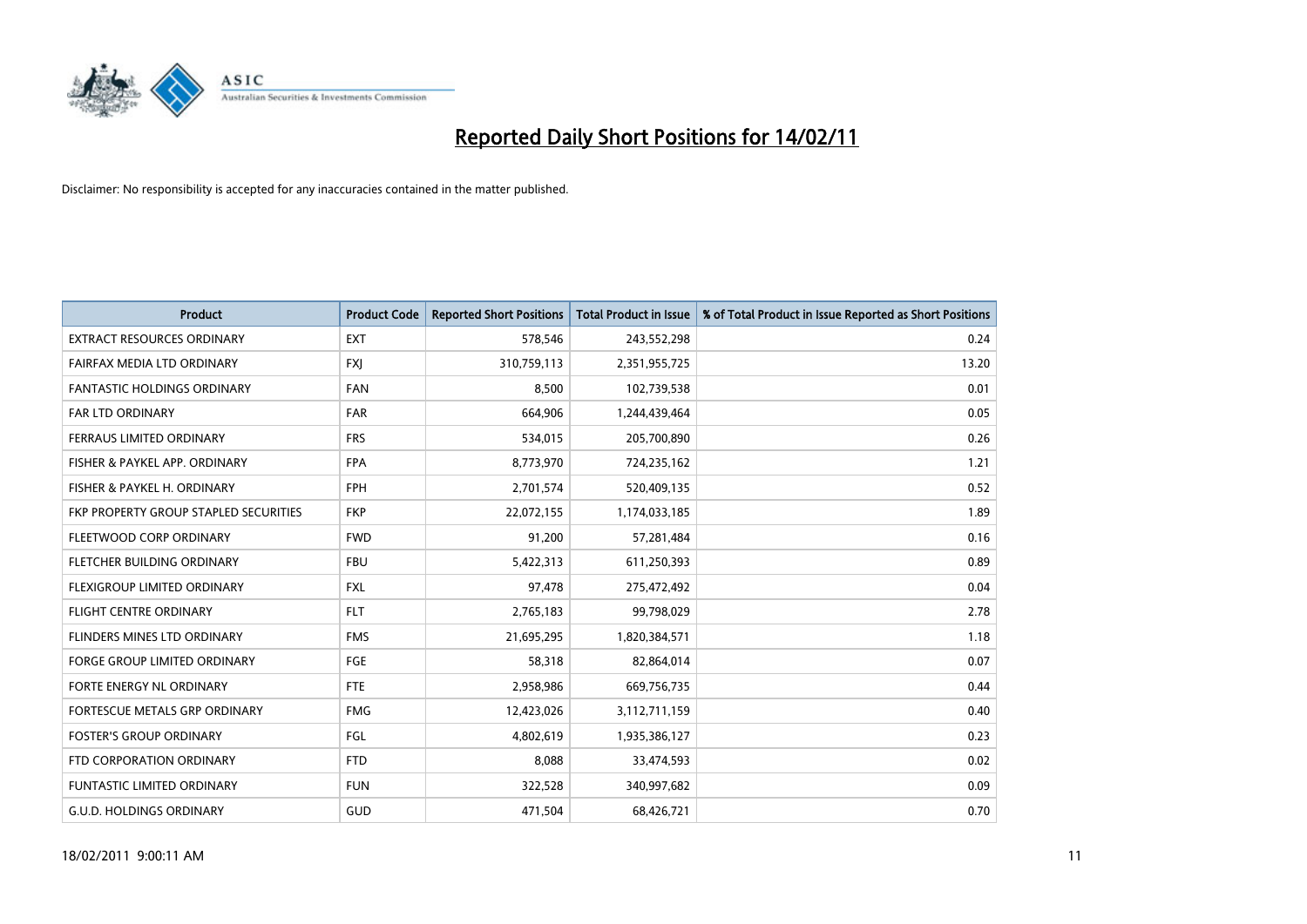# Reported Daily Short Positions for 14/02/11

Disclaimer: No responsibility is accepted for any inaccuracies contained in the matter published.

| Product | Product Code | Reported Short Positions | Total Product in Issue | % of Total Product in Issue Reported as Short Positions |
| --- | --- | --- | --- | --- |
| EXTRACT RESOURCES ORDINARY | EXT | 578,546 | 243,552,298 | 0.24 |
| FAIRFAX MEDIA LTD ORDINARY | FXJ | 310,759,113 | 2,351,955,725 | 13.20 |
| FANTASTIC HOLDINGS ORDINARY | FAN | 8,500 | 102,739,538 | 0.01 |
| FAR LTD ORDINARY | FAR | 664,906 | 1,244,439,464 | 0.05 |
| FERRAUS LIMITED ORDINARY | FRS | 534,015 | 205,700,890 | 0.26 |
| FISHER & PAYKEL APP. ORDINARY | FPA | 8,773,970 | 724,235,162 | 1.21 |
| FISHER & PAYKEL H. ORDINARY | FPH | 2,701,574 | 520,409,135 | 0.52 |
| FKP PROPERTY GROUP STAPLED SECURITIES | FKP | 22,072,155 | 1,174,033,185 | 1.89 |
| FLEETWOOD CORP ORDINARY | FWD | 91,200 | 57,281,484 | 0.16 |
| FLETCHER BUILDING ORDINARY | FBU | 5,422,313 | 611,250,393 | 0.89 |
| FLEXIGROUP LIMITED ORDINARY | FXL | 97,478 | 275,472,492 | 0.04 |
| FLIGHT CENTRE ORDINARY | FLT | 2,765,183 | 99,798,029 | 2.78 |
| FLINDERS MINES LTD ORDINARY | FMS | 21,695,295 | 1,820,384,571 | 1.18 |
| FORGE GROUP LIMITED ORDINARY | FGE | 58,318 | 82,864,014 | 0.07 |
| FORTE ENERGY NL ORDINARY | FTE | 2,958,986 | 669,756,735 | 0.44 |
| FORTESCUE METALS GRP ORDINARY | FMG | 12,423,026 | 3,112,711,159 | 0.40 |
| FOSTER'S GROUP ORDINARY | FGL | 4,802,619 | 1,935,386,127 | 0.23 |
| FTD CORPORATION ORDINARY | FTD | 8,088 | 33,474,593 | 0.02 |
| FUNTASTIC LIMITED ORDINARY | FUN | 322,528 | 340,997,682 | 0.09 |
| G.U.D. HOLDINGS ORDINARY | GUD | 471,504 | 68,426,721 | 0.70 |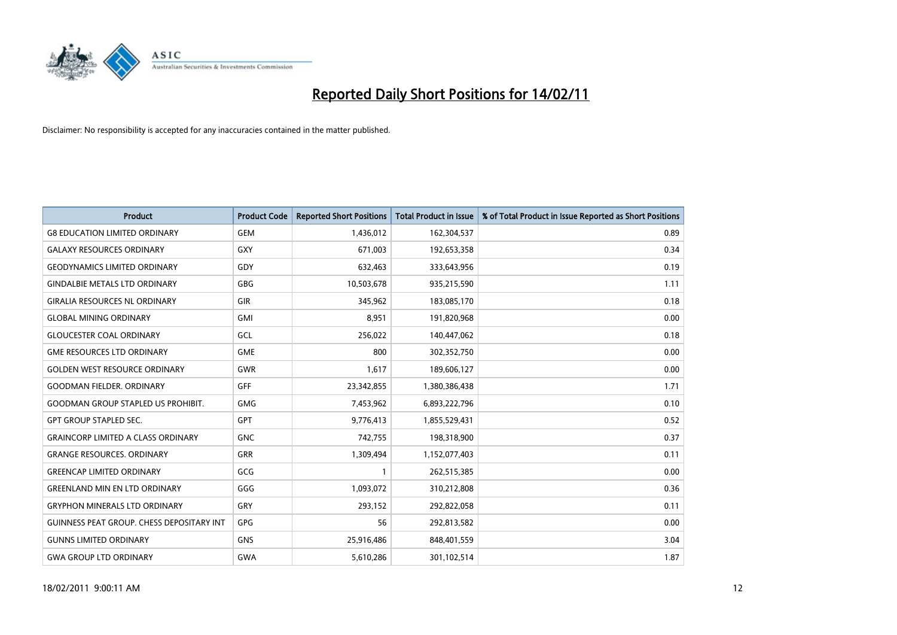# Reported Daily Short Positions for 14/02/11

Disclaimer: No responsibility is accepted for any inaccuracies contained in the matter published.

| Product | Product Code | Reported Short Positions | Total Product in Issue | % of Total Product in Issue Reported as Short Positions |
|---|---|---|---|---|
| G8 EDUCATION LIMITED ORDINARY | GEM | 1,436,012 | 162,304,537 | 0.89 |
| GALAXY RESOURCES ORDINARY | GXY | 671,003 | 192,653,358 | 0.34 |
| GEODYNAMICS LIMITED ORDINARY | GDY | 632,463 | 333,643,956 | 0.19 |
| GINDALBIE METALS LTD ORDINARY | GBG | 10,503,678 | 935,215,590 | 1.11 |
| GIRALIA RESOURCES NL ORDINARY | GIR | 345,962 | 183,085,170 | 0.18 |
| GLOBAL MINING ORDINARY | GMI | 8,951 | 191,820,968 | 0.00 |
| GLOUCESTER COAL ORDINARY | GCL | 256,022 | 140,447,062 | 0.18 |
| GME RESOURCES LTD ORDINARY | GME | 800 | 302,352,750 | 0.00 |
| GOLDEN WEST RESOURCE ORDINARY | GWR | 1,617 | 189,606,127 | 0.00 |
| GOODMAN FIELDER. ORDINARY | GFF | 23,342,855 | 1,380,386,438 | 1.71 |
| GOODMAN GROUP STAPLED US PROHIBIT. | GMG | 7,453,962 | 6,893,222,796 | 0.10 |
| GPT GROUP STAPLED SEC. | GPT | 9,776,413 | 1,855,529,431 | 0.52 |
| GRAINCORP LIMITED A CLASS ORDINARY | GNC | 742,755 | 198,318,900 | 0.37 |
| GRANGE RESOURCES. ORDINARY | GRR | 1,309,494 | 1,152,077,403 | 0.11 |
| GREENCAP LIMITED ORDINARY | GCG | 1 | 262,515,385 | 0.00 |
| GREENLAND MIN EN LTD ORDINARY | GGG | 1,093,072 | 310,212,808 | 0.36 |
| GRYPHON MINERALS LTD ORDINARY | GRY | 293,152 | 292,822,058 | 0.11 |
| GUINNESS PEAT GROUP. CHESS DEPOSITARY INT | GPG | 56 | 292,813,582 | 0.00 |
| GUNNS LIMITED ORDINARY | GNS | 25,916,486 | 848,401,559 | 3.04 |
| GWA GROUP LTD ORDINARY | GWA | 5,610,286 | 301,102,514 | 1.87 |

18/02/2011 9:00:11 AM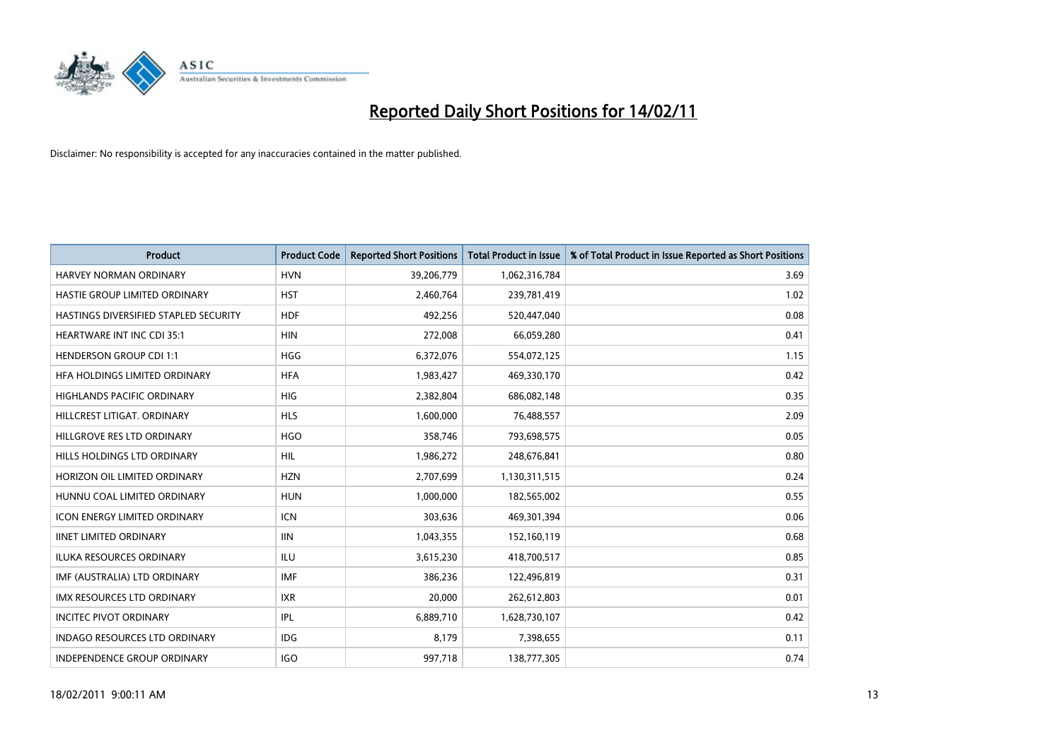# Reported Daily Short Positions for 14/02/11

Disclaimer: No responsibility is accepted for any inaccuracies contained in the matter published.

| Product | Product Code | Reported Short Positions | Total Product in Issue | % of Total Product in Issue Reported as Short Positions |
| --- | --- | --- | --- | --- |
| HARVEY NORMAN ORDINARY | HVN | 39,206,779 | 1,062,316,784 | 3.69 |
| HASTIE GROUP LIMITED ORDINARY | HST | 2,460,764 | 239,781,419 | 1.02 |
| HASTINGS DIVERSIFIED STAPLED SECURITY | HDF | 492,256 | 520,447,040 | 0.08 |
| HEARTWARE INT INC CDI 35:1 | HIN | 272,008 | 66,059,280 | 0.41 |
| HENDERSON GROUP CDI 1:1 | HGG | 6,372,076 | 554,072,125 | 1.15 |
| HFA HOLDINGS LIMITED ORDINARY | HFA | 1,983,427 | 469,330,170 | 0.42 |
| HIGHLANDS PACIFIC ORDINARY | HIG | 2,382,804 | 686,082,148 | 0.35 |
| HILLCREST LITIGAT. ORDINARY | HLS | 1,600,000 | 76,488,557 | 2.09 |
| HILLGROVE RES LTD ORDINARY | HGO | 358,746 | 793,698,575 | 0.05 |
| HILLS HOLDINGS LTD ORDINARY | HIL | 1,986,272 | 248,676,841 | 0.80 |
| HORIZON OIL LIMITED ORDINARY | HZN | 2,707,699 | 1,130,311,515 | 0.24 |
| HUNNU COAL LIMITED ORDINARY | HUN | 1,000,000 | 182,565,002 | 0.55 |
| ICON ENERGY LIMITED ORDINARY | ICN | 303,636 | 469,301,394 | 0.06 |
| IINET LIMITED ORDINARY | IIN | 1,043,355 | 152,160,119 | 0.68 |
| ILUKA RESOURCES ORDINARY | ILU | 3,615,230 | 418,700,517 | 0.85 |
| IMF (AUSTRALIA) LTD ORDINARY | IMF | 386,236 | 122,496,819 | 0.31 |
| IMX RESOURCES LTD ORDINARY | IXR | 20,000 | 262,612,803 | 0.01 |
| INCITEC PIVOT ORDINARY | IPL | 6,889,710 | 1,628,730,107 | 0.42 |
| INDAGO RESOURCES LTD ORDINARY | IDG | 8,179 | 7,398,655 | 0.11 |
| INDEPENDENCE GROUP ORDINARY | IGO | 997,718 | 138,777,305 | 0.74 |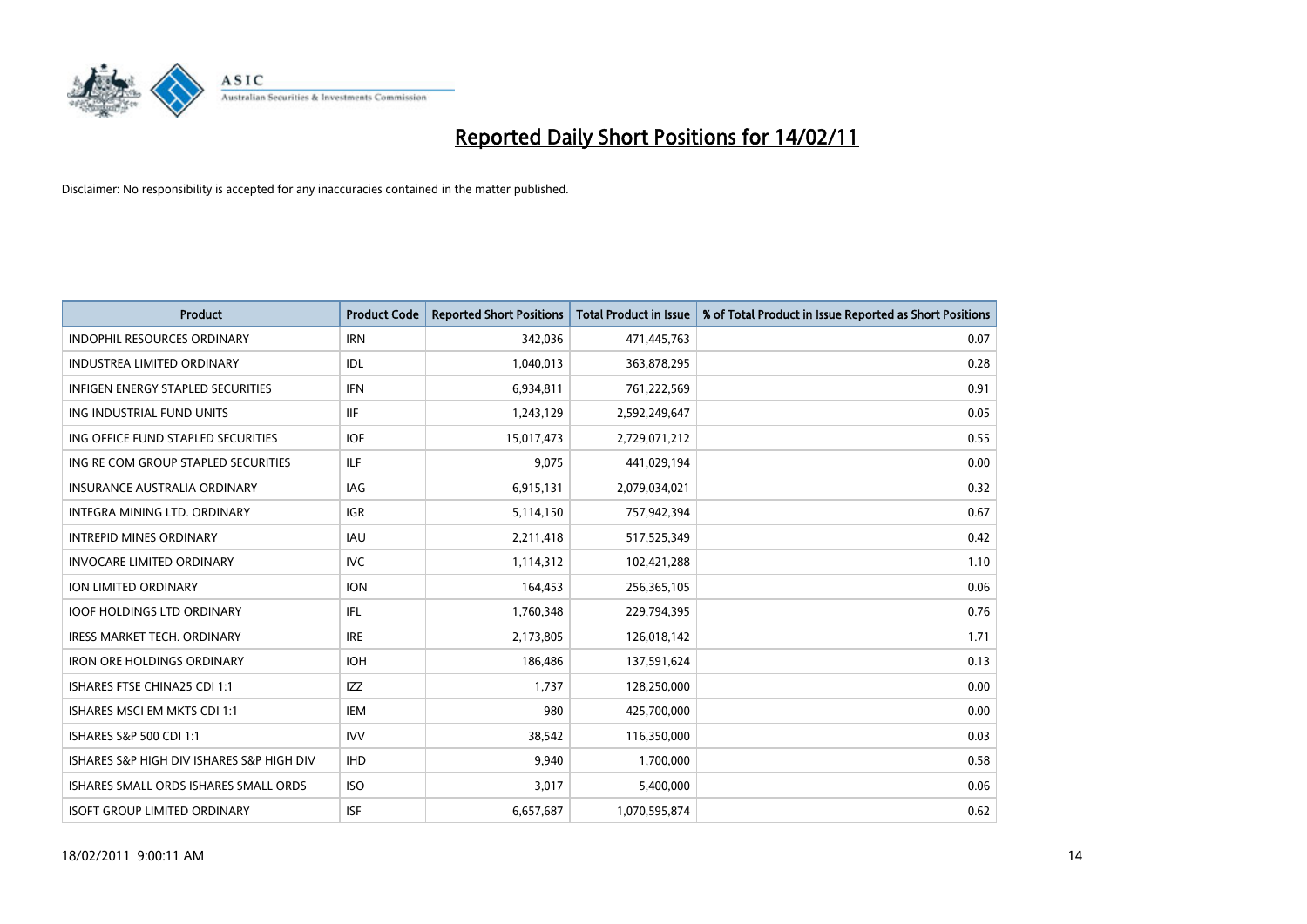# Reported Daily Short Positions for 14/02/11

Disclaimer: No responsibility is accepted for any inaccuracies contained in the matter published.

| Product | Product Code | Reported Short Positions | Total Product in Issue | % of Total Product in Issue Reported as Short Positions |
|---|---|---|---|---|
| INDOPHIL RESOURCES ORDINARY | IRN | 342,036 | 471,445,763 | 0.07 |
| INDUSTREA LIMITED ORDINARY | IDL | 1,040,013 | 363,878,295 | 0.28 |
| INFIGEN ENERGY STAPLED SECURITIES | IFN | 6,934,811 | 761,222,569 | 0.91 |
| ING INDUSTRIAL FUND UNITS | IIF | 1,243,129 | 2,592,249,647 | 0.05 |
| ING OFFICE FUND STAPLED SECURITIES | IOF | 15,017,473 | 2,729,071,212 | 0.55 |
| ING RE COM GROUP STAPLED SECURITIES | ILF | 9,075 | 441,029,194 | 0.00 |
| INSURANCE AUSTRALIA ORDINARY | IAG | 6,915,131 | 2,079,034,021 | 0.32 |
| INTEGRA MINING LTD. ORDINARY | IGR | 5,114,150 | 757,942,394 | 0.67 |
| INTREPID MINES ORDINARY | IAU | 2,211,418 | 517,525,349 | 0.42 |
| INVOCARE LIMITED ORDINARY | IVC | 1,114,312 | 102,421,288 | 1.10 |
| ION LIMITED ORDINARY | ION | 164,453 | 256,365,105 | 0.06 |
| IOOF HOLDINGS LTD ORDINARY | IFL | 1,760,348 | 229,794,395 | 0.76 |
| IRESS MARKET TECH. ORDINARY | IRE | 2,173,805 | 126,018,142 | 1.71 |
| IRON ORE HOLDINGS ORDINARY | IOH | 186,486 | 137,591,624 | 0.13 |
| ISHARES FTSE CHINA25 CDI 1:1 | IZZ | 1,737 | 128,250,000 | 0.00 |
| ISHARES MSCI EM MKTS CDI 1:1 | IEM | 980 | 425,700,000 | 0.00 |
| ISHARES S&P 500 CDI 1:1 | IVV | 38,542 | 116,350,000 | 0.03 |
| ISHARES S&P HIGH DIV ISHARES S&P HIGH DIV | IHD | 9,940 | 1,700,000 | 0.58 |
| ISHARES SMALL ORDS ISHARES SMALL ORDS | ISO | 3,017 | 5,400,000 | 0.06 |
| ISOFT GROUP LIMITED ORDINARY | ISF | 6,657,687 | 1,070,595,874 | 0.62 |

18/02/2011 9:00:11 AM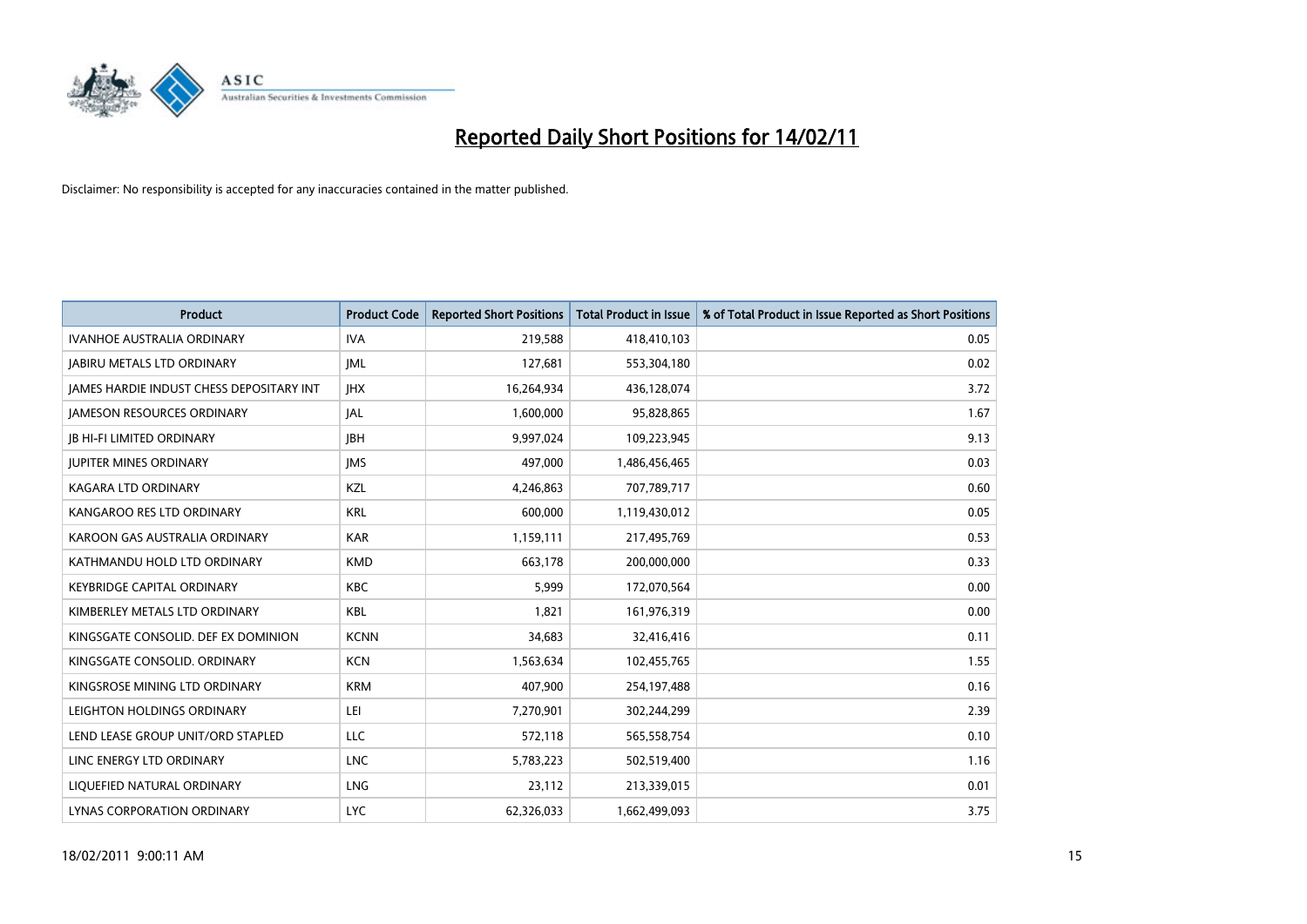# Reported Daily Short Positions for 14/02/11

Disclaimer: No responsibility is accepted for any inaccuracies contained in the matter published.

| Product | Product Code | Reported Short Positions | Total Product in Issue | % of Total Product in Issue Reported as Short Positions |
|---|---|---|---|---|
| IVANHOE AUSTRALIA ORDINARY | IVA | 219,588 | 418,410,103 | 0.05 |
| JABIRU METALS LTD ORDINARY | JML | 127,681 | 553,304,180 | 0.02 |
| JAMES HARDIE INDUST CHESS DEPOSITARY INT | JHX | 16,264,934 | 436,128,074 | 3.72 |
| JAMESON RESOURCES ORDINARY | JAL | 1,600,000 | 95,828,865 | 1.67 |
| JB HI-FI LIMITED ORDINARY | JBH | 9,997,024 | 109,223,945 | 9.13 |
| JUPITER MINES ORDINARY | JMS | 497,000 | 1,486,456,465 | 0.03 |
| KAGARA LTD ORDINARY | KZL | 4,246,863 | 707,789,717 | 0.60 |
| KANGAROO RES LTD ORDINARY | KRL | 600,000 | 1,119,430,012 | 0.05 |
| KAROON GAS AUSTRALIA ORDINARY | KAR | 1,159,111 | 217,495,769 | 0.53 |
| KATHMANDU HOLD LTD ORDINARY | KMD | 663,178 | 200,000,000 | 0.33 |
| KEYBRIDGE CAPITAL ORDINARY | KBC | 5,999 | 172,070,564 | 0.00 |
| KIMBERLEY METALS LTD ORDINARY | KBL | 1,821 | 161,976,319 | 0.00 |
| KINGSGATE CONSOLID. DEF EX DOMINION | KCNN | 34,683 | 32,416,416 | 0.11 |
| KINGSGATE CONSOLID. ORDINARY | KCN | 1,563,634 | 102,455,765 | 1.55 |
| KINGSROSE MINING LTD ORDINARY | KRM | 407,900 | 254,197,488 | 0.16 |
| LEIGHTON HOLDINGS ORDINARY | LEI | 7,270,901 | 302,244,299 | 2.39 |
| LEND LEASE GROUP UNIT/ORD STAPLED | LLC | 572,118 | 565,558,754 | 0.10 |
| LINC ENERGY LTD ORDINARY | LNC | 5,783,223 | 502,519,400 | 1.16 |
| LIQUEFIED NATURAL ORDINARY | LNG | 23,112 | 213,339,015 | 0.01 |
| LYNAS CORPORATION ORDINARY | LYC | 62,326,033 | 1,662,499,093 | 3.75 |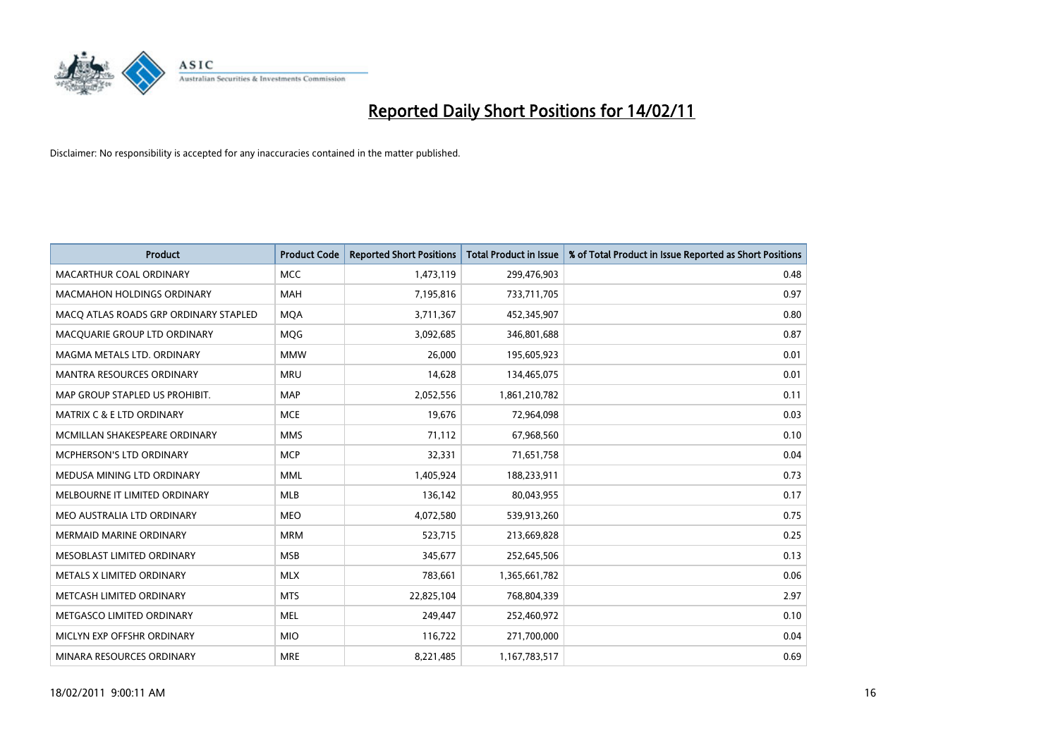# Reported Daily Short Positions for 14/02/11

Disclaimer: No responsibility is accepted for any inaccuracies contained in the matter published.

| Product | Product Code | Reported Short Positions | Total Product in Issue | % of Total Product in Issue Reported as Short Positions |
|---|---|---|---|---|
| MACARTHUR COAL ORDINARY | MCC | 1,473,119 | 299,476,903 | 0.48 |
| MACMAHON HOLDINGS ORDINARY | MAH | 7,195,816 | 733,711,705 | 0.97 |
| MACQ ATLAS ROADS GRP ORDINARY STAPLED | MQA | 3,711,367 | 452,345,907 | 0.80 |
| MACQUARIE GROUP LTD ORDINARY | MQG | 3,092,685 | 346,801,688 | 0.87 |
| MAGMA METALS LTD. ORDINARY | MMW | 26,000 | 195,605,923 | 0.01 |
| MANTRA RESOURCES ORDINARY | MRU | 14,628 | 134,465,075 | 0.01 |
| MAP GROUP STAPLED US PROHIBIT. | MAP | 2,052,556 | 1,861,210,782 | 0.11 |
| MATRIX C & E LTD ORDINARY | MCE | 19,676 | 72,964,098 | 0.03 |
| MCMILLAN SHAKESPEARE ORDINARY | MMS | 71,112 | 67,968,560 | 0.10 |
| MCPHERSON'S LTD ORDINARY | MCP | 32,331 | 71,651,758 | 0.04 |
| MEDUSA MINING LTD ORDINARY | MML | 1,405,924 | 188,233,911 | 0.73 |
| MELBOURNE IT LIMITED ORDINARY | MLB | 136,142 | 80,043,955 | 0.17 |
| MEO AUSTRALIA LTD ORDINARY | MEO | 4,072,580 | 539,913,260 | 0.75 |
| MERMAID MARINE ORDINARY | MRM | 523,715 | 213,669,828 | 0.25 |
| MESOBLAST LIMITED ORDINARY | MSB | 345,677 | 252,645,506 | 0.13 |
| METALS X LIMITED ORDINARY | MLX | 783,661 | 1,365,661,782 | 0.06 |
| METCASH LIMITED ORDINARY | MTS | 22,825,104 | 768,804,339 | 2.97 |
| METGASCO LIMITED ORDINARY | MEL | 249,447 | 252,460,972 | 0.10 |
| MICLYN EXP OFFSHR ORDINARY | MIO | 116,722 | 271,700,000 | 0.04 |
| MINARA RESOURCES ORDINARY | MRE | 8,221,485 | 1,167,783,517 | 0.69 |

18/02/2011 9:00:11 AM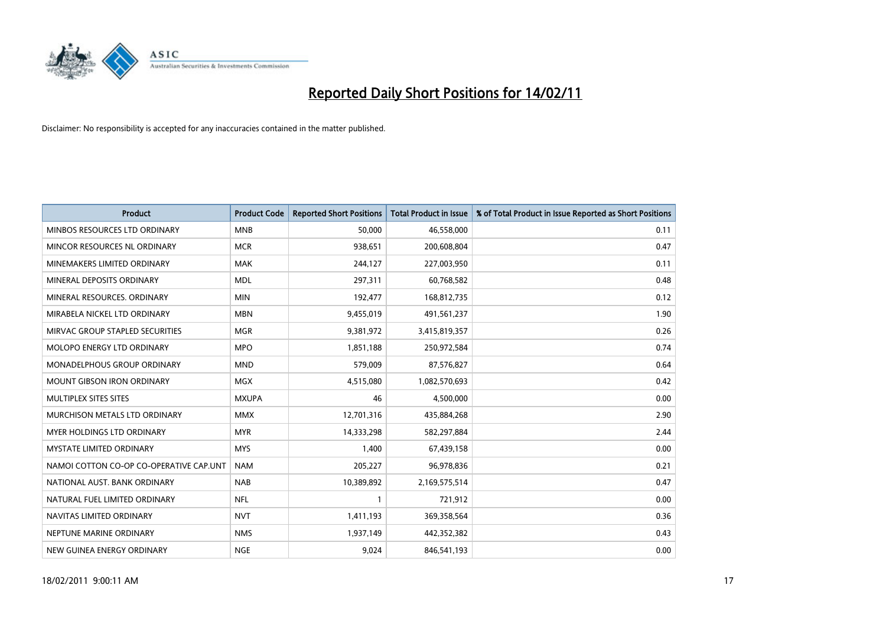# Reported Daily Short Positions for 14/02/11

Disclaimer: No responsibility is accepted for any inaccuracies contained in the matter published.

| Product | Product Code | Reported Short Positions | Total Product in Issue | % of Total Product in Issue Reported as Short Positions |
|---|---|---|---|---|
| MINBOS RESOURCES LTD ORDINARY | MNB | 50,000 | 46,558,000 | 0.11 |
| MINCOR RESOURCES NL ORDINARY | MCR | 938,651 | 200,608,804 | 0.47 |
| MINEMAKERS LIMITED ORDINARY | MAK | 244,127 | 227,003,950 | 0.11 |
| MINERAL DEPOSITS ORDINARY | MDL | 297,311 | 60,768,582 | 0.48 |
| MINERAL RESOURCES. ORDINARY | MIN | 192,477 | 168,812,735 | 0.12 |
| MIRABELA NICKEL LTD ORDINARY | MBN | 9,455,019 | 491,561,237 | 1.90 |
| MIRVAC GROUP STAPLED SECURITIES | MGR | 9,381,972 | 3,415,819,357 | 0.26 |
| MOLOPO ENERGY LTD ORDINARY | MPO | 1,851,188 | 250,972,584 | 0.74 |
| MONADELPHOUS GROUP ORDINARY | MND | 579,009 | 87,576,827 | 0.64 |
| MOUNT GIBSON IRON ORDINARY | MGX | 4,515,080 | 1,082,570,693 | 0.42 |
| MULTIPLEX SITES SITES | MXUPA | 46 | 4,500,000 | 0.00 |
| MURCHISON METALS LTD ORDINARY | MMX | 12,701,316 | 435,884,268 | 2.90 |
| MYER HOLDINGS LTD ORDINARY | MYR | 14,333,298 | 582,297,884 | 2.44 |
| MYSTATE LIMITED ORDINARY | MYS | 1,400 | 67,439,158 | 0.00 |
| NAMOI COTTON CO-OP CO-OPERATIVE CAP.UNT | NAM | 205,227 | 96,978,836 | 0.21 |
| NATIONAL AUST. BANK ORDINARY | NAB | 10,389,892 | 2,169,575,514 | 0.47 |
| NATURAL FUEL LIMITED ORDINARY | NFL | 1 | 721,912 | 0.00 |
| NAVITAS LIMITED ORDINARY | NVT | 1,411,193 | 369,358,564 | 0.36 |
| NEPTUNE MARINE ORDINARY | NMS | 1,937,149 | 442,352,382 | 0.43 |
| NEW GUINEA ENERGY ORDINARY | NGE | 9,024 | 846,541,193 | 0.00 |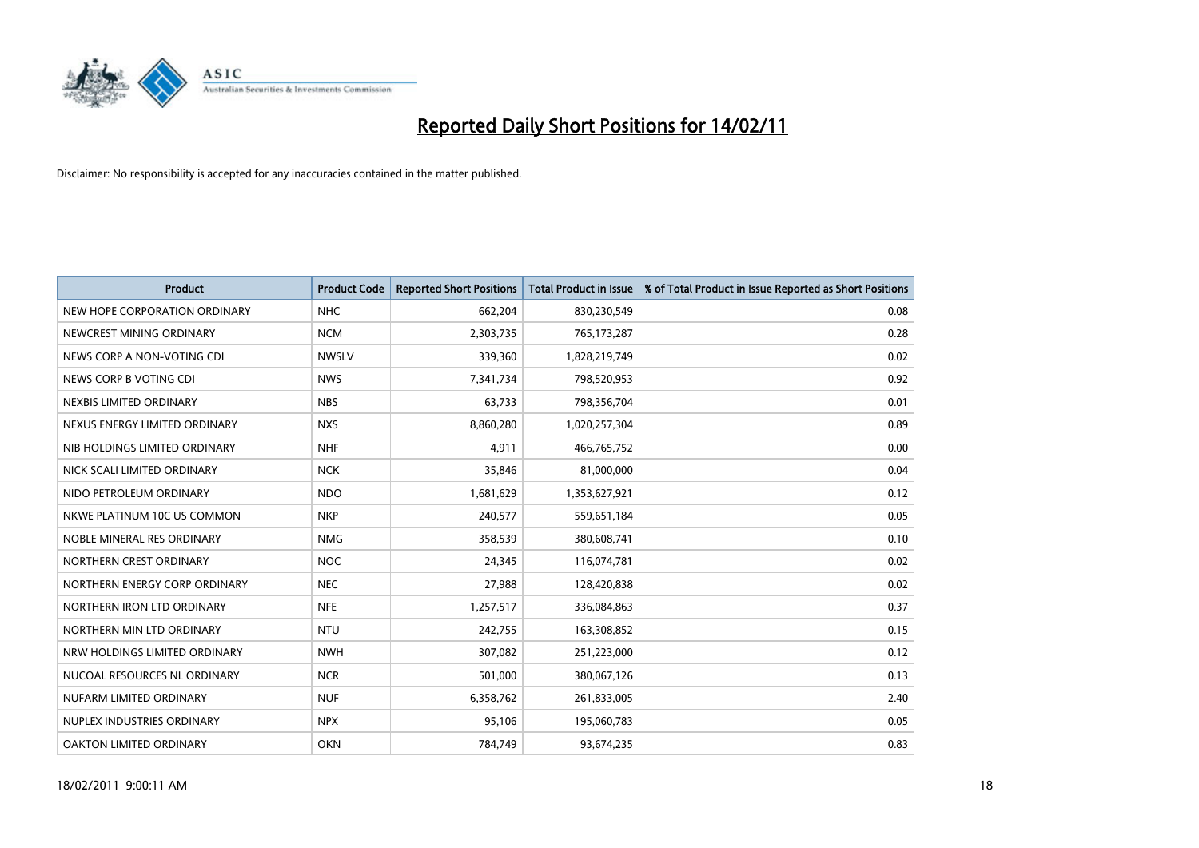# Reported Daily Short Positions for 14/02/11

Disclaimer: No responsibility is accepted for any inaccuracies contained in the matter published.

| Product | Product Code | Reported Short Positions | Total Product in Issue | % of Total Product in Issue Reported as Short Positions |
|---|---|---|---|---|
| NEW HOPE CORPORATION ORDINARY | NHC | 662,204 | 830,230,549 | 0.08 |
| NEWCREST MINING ORDINARY | NCM | 2,303,735 | 765,173,287 | 0.28 |
| NEWS CORP A NON-VOTING CDI | NWSLV | 339,360 | 1,828,219,749 | 0.02 |
| NEWS CORP B VOTING CDI | NWS | 7,341,734 | 798,520,953 | 0.92 |
| NEXBIS LIMITED ORDINARY | NBS | 63,733 | 798,356,704 | 0.01 |
| NEXUS ENERGY LIMITED ORDINARY | NXS | 8,860,280 | 1,020,257,304 | 0.89 |
| NIB HOLDINGS LIMITED ORDINARY | NHF | 4,911 | 466,765,752 | 0.00 |
| NICK SCALI LIMITED ORDINARY | NCK | 35,846 | 81,000,000 | 0.04 |
| NIDO PETROLEUM ORDINARY | NDO | 1,681,629 | 1,353,627,921 | 0.12 |
| NKWE PLATINUM 10C US COMMON | NKP | 240,577 | 559,651,184 | 0.05 |
| NOBLE MINERAL RES ORDINARY | NMG | 358,539 | 380,608,741 | 0.10 |
| NORTHERN CREST ORDINARY | NOC | 24,345 | 116,074,781 | 0.02 |
| NORTHERN ENERGY CORP ORDINARY | NEC | 27,988 | 128,420,838 | 0.02 |
| NORTHERN IRON LTD ORDINARY | NFE | 1,257,517 | 336,084,863 | 0.37 |
| NORTHERN MIN LTD ORDINARY | NTU | 242,755 | 163,308,852 | 0.15 |
| NRW HOLDINGS LIMITED ORDINARY | NWH | 307,082 | 251,223,000 | 0.12 |
| NUCOAL RESOURCES NL ORDINARY | NCR | 501,000 | 380,067,126 | 0.13 |
| NUFARM LIMITED ORDINARY | NUF | 6,358,762 | 261,833,005 | 2.40 |
| NUPLEX INDUSTRIES ORDINARY | NPX | 95,106 | 195,060,783 | 0.05 |
| OAKTON LIMITED ORDINARY | OKN | 784,749 | 93,674,235 | 0.83 |

18/02/2011 9:00:11 AM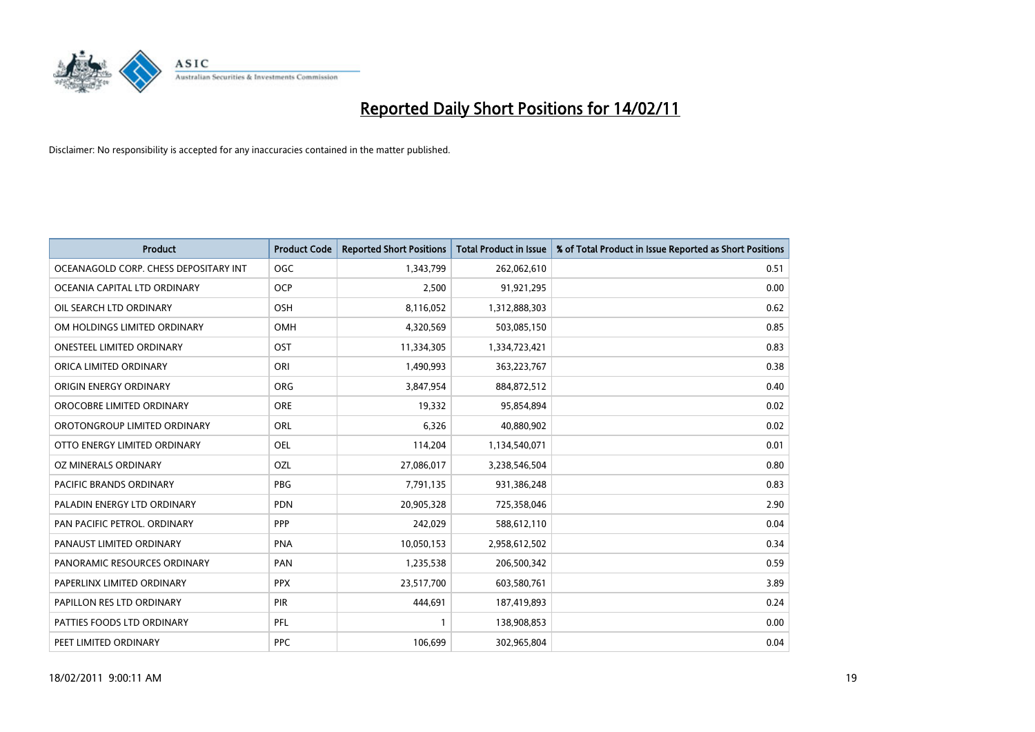# Reported Daily Short Positions for 14/02/11

Disclaimer: No responsibility is accepted for any inaccuracies contained in the matter published.

| Product | Product Code | Reported Short Positions | Total Product in Issue | % of Total Product in Issue Reported as Short Positions |
|---|---|---|---|---|
| OCEANAGOLD CORP. CHESS DEPOSITARY INT | OGC | 1,343,799 | 262,062,610 | 0.51 |
| OCEANIA CAPITAL LTD ORDINARY | OCP | 2,500 | 91,921,295 | 0.00 |
| OIL SEARCH LTD ORDINARY | OSH | 8,116,052 | 1,312,888,303 | 0.62 |
| OM HOLDINGS LIMITED ORDINARY | OMH | 4,320,569 | 503,085,150 | 0.85 |
| ONESTEEL LIMITED ORDINARY | OST | 11,334,305 | 1,334,723,421 | 0.83 |
| ORICA LIMITED ORDINARY | ORI | 1,490,993 | 363,223,767 | 0.38 |
| ORIGIN ENERGY ORDINARY | ORG | 3,847,954 | 884,872,512 | 0.40 |
| OROCOBRE LIMITED ORDINARY | ORE | 19,332 | 95,854,894 | 0.02 |
| OROTONGROUP LIMITED ORDINARY | ORL | 6,326 | 40,880,902 | 0.02 |
| OTTO ENERGY LIMITED ORDINARY | OEL | 114,204 | 1,134,540,071 | 0.01 |
| OZ MINERALS ORDINARY | OZL | 27,086,017 | 3,238,546,504 | 0.80 |
| PACIFIC BRANDS ORDINARY | PBG | 7,791,135 | 931,386,248 | 0.83 |
| PALADIN ENERGY LTD ORDINARY | PDN | 20,905,328 | 725,358,046 | 2.90 |
| PAN PACIFIC PETROL. ORDINARY | PPP | 242,029 | 588,612,110 | 0.04 |
| PANAUST LIMITED ORDINARY | PNA | 10,050,153 | 2,958,612,502 | 0.34 |
| PANORAMIC RESOURCES ORDINARY | PAN | 1,235,538 | 206,500,342 | 0.59 |
| PAPERLINX LIMITED ORDINARY | PPX | 23,517,700 | 603,580,761 | 3.89 |
| PAPILLON RES LTD ORDINARY | PIR | 444,691 | 187,419,893 | 0.24 |
| PATTIES FOODS LTD ORDINARY | PFL | 1 | 138,908,853 | 0.00 |
| PEET LIMITED ORDINARY | PPC | 106,699 | 302,965,804 | 0.04 |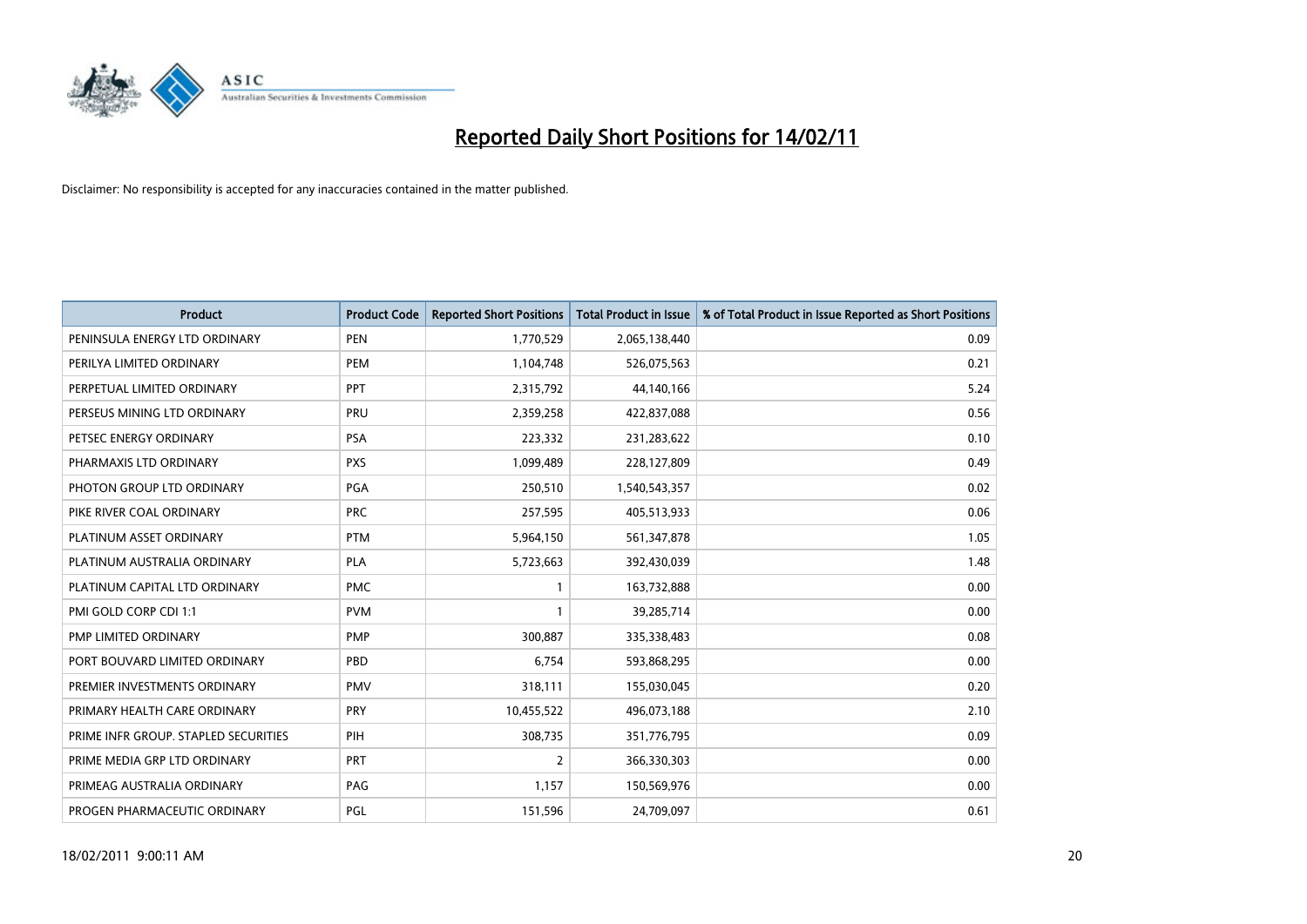# Reported Daily Short Positions for 14/02/11

Disclaimer: No responsibility is accepted for any inaccuracies contained in the matter published.

| Product | Product Code | Reported Short Positions | Total Product in Issue | % of Total Product in Issue Reported as Short Positions |
|---|---|---|---|---|
| PENINSULA ENERGY LTD ORDINARY | PEN | 1,770,529 | 2,065,138,440 | 0.09 |
| PERILYA LIMITED ORDINARY | PEM | 1,104,748 | 526,075,563 | 0.21 |
| PERPETUAL LIMITED ORDINARY | PPT | 2,315,792 | 44,140,166 | 5.24 |
| PERSEUS MINING LTD ORDINARY | PRU | 2,359,258 | 422,837,088 | 0.56 |
| PETSEC ENERGY ORDINARY | PSA | 223,332 | 231,283,622 | 0.10 |
| PHARMAXIS LTD ORDINARY | PXS | 1,099,489 | 228,127,809 | 0.49 |
| PHOTON GROUP LTD ORDINARY | PGA | 250,510 | 1,540,543,357 | 0.02 |
| PIKE RIVER COAL ORDINARY | PRC | 257,595 | 405,513,933 | 0.06 |
| PLATINUM ASSET ORDINARY | PTM | 5,964,150 | 561,347,878 | 1.05 |
| PLATINUM AUSTRALIA ORDINARY | PLA | 5,723,663 | 392,430,039 | 1.48 |
| PLATINUM CAPITAL LTD ORDINARY | PMC | 1 | 163,732,888 | 0.00 |
| PMI GOLD CORP CDI 1:1 | PVM | 1 | 39,285,714 | 0.00 |
| PMP LIMITED ORDINARY | PMP | 300,887 | 335,338,483 | 0.08 |
| PORT BOUVARD LIMITED ORDINARY | PBD | 6,754 | 593,868,295 | 0.00 |
| PREMIER INVESTMENTS ORDINARY | PMV | 318,111 | 155,030,045 | 0.20 |
| PRIMARY HEALTH CARE ORDINARY | PRY | 10,455,522 | 496,073,188 | 2.10 |
| PRIME INFR GROUP. STAPLED SECURITIES | PIH | 308,735 | 351,776,795 | 0.09 |
| PRIME MEDIA GRP LTD ORDINARY | PRT | 2 | 366,330,303 | 0.00 |
| PRIMEAG AUSTRALIA ORDINARY | PAG | 1,157 | 150,569,976 | 0.00 |
| PROGEN PHARMACEUTIC ORDINARY | PGL | 151,596 | 24,709,097 | 0.61 |

18/02/2011 9:00:11 AM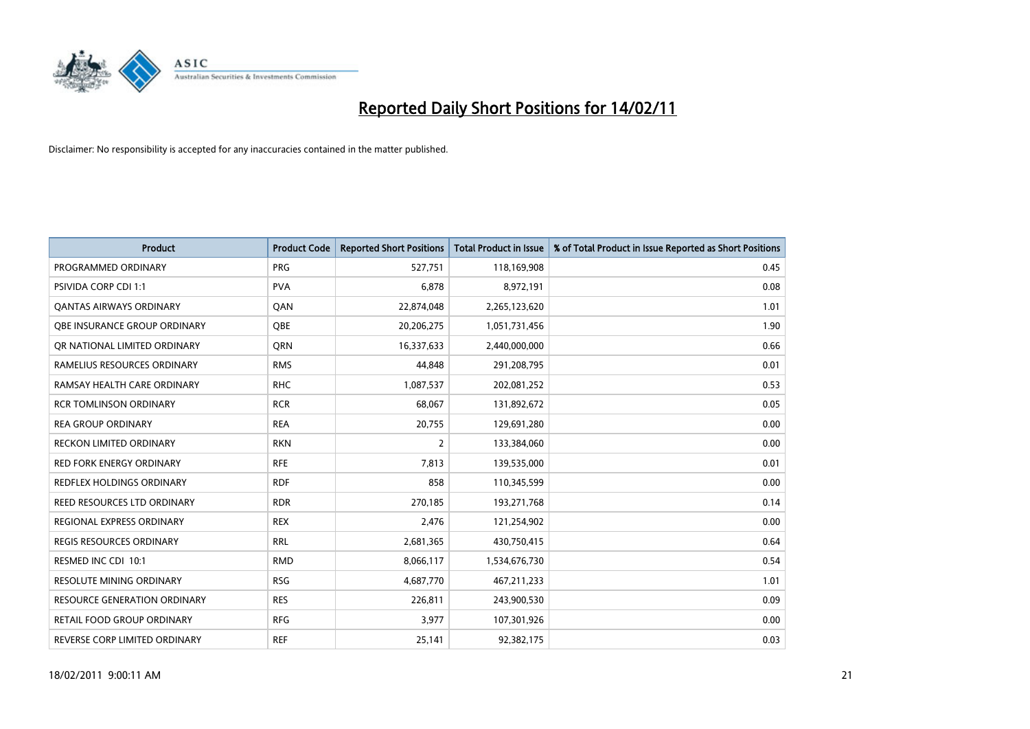# Reported Daily Short Positions for 14/02/11

Disclaimer: No responsibility is accepted for any inaccuracies contained in the matter published.

| Product | Product Code | Reported Short Positions | Total Product in Issue | % of Total Product in Issue Reported as Short Positions |
|---|---|---|---|---|
| PROGRAMMED ORDINARY | PRG | 527,751 | 118,169,908 | 0.45 |
| PSIVIDA CORP CDI 1:1 | PVA | 6,878 | 8,972,191 | 0.08 |
| QANTAS AIRWAYS ORDINARY | QAN | 22,874,048 | 2,265,123,620 | 1.01 |
| QBE INSURANCE GROUP ORDINARY | QBE | 20,206,275 | 1,051,731,456 | 1.90 |
| QR NATIONAL LIMITED ORDINARY | QRN | 16,337,633 | 2,440,000,000 | 0.66 |
| RAMELIUS RESOURCES ORDINARY | RMS | 44,848 | 291,208,795 | 0.01 |
| RAMSAY HEALTH CARE ORDINARY | RHC | 1,087,537 | 202,081,252 | 0.53 |
| RCR TOMLINSON ORDINARY | RCR | 68,067 | 131,892,672 | 0.05 |
| REA GROUP ORDINARY | REA | 20,755 | 129,691,280 | 0.00 |
| RECKON LIMITED ORDINARY | RKN | 2 | 133,384,060 | 0.00 |
| RED FORK ENERGY ORDINARY | RFE | 7,813 | 139,535,000 | 0.01 |
| REDFLEX HOLDINGS ORDINARY | RDF | 858 | 110,345,599 | 0.00 |
| REED RESOURCES LTD ORDINARY | RDR | 270,185 | 193,271,768 | 0.14 |
| REGIONAL EXPRESS ORDINARY | REX | 2,476 | 121,254,902 | 0.00 |
| REGIS RESOURCES ORDINARY | RRL | 2,681,365 | 430,750,415 | 0.64 |
| RESMED INC CDI 10:1 | RMD | 8,066,117 | 1,534,676,730 | 0.54 |
| RESOLUTE MINING ORDINARY | RSG | 4,687,770 | 467,211,233 | 1.01 |
| RESOURCE GENERATION ORDINARY | RES | 226,811 | 243,900,530 | 0.09 |
| RETAIL FOOD GROUP ORDINARY | RFG | 3,977 | 107,301,926 | 0.00 |
| REVERSE CORP LIMITED ORDINARY | REF | 25,141 | 92,382,175 | 0.03 |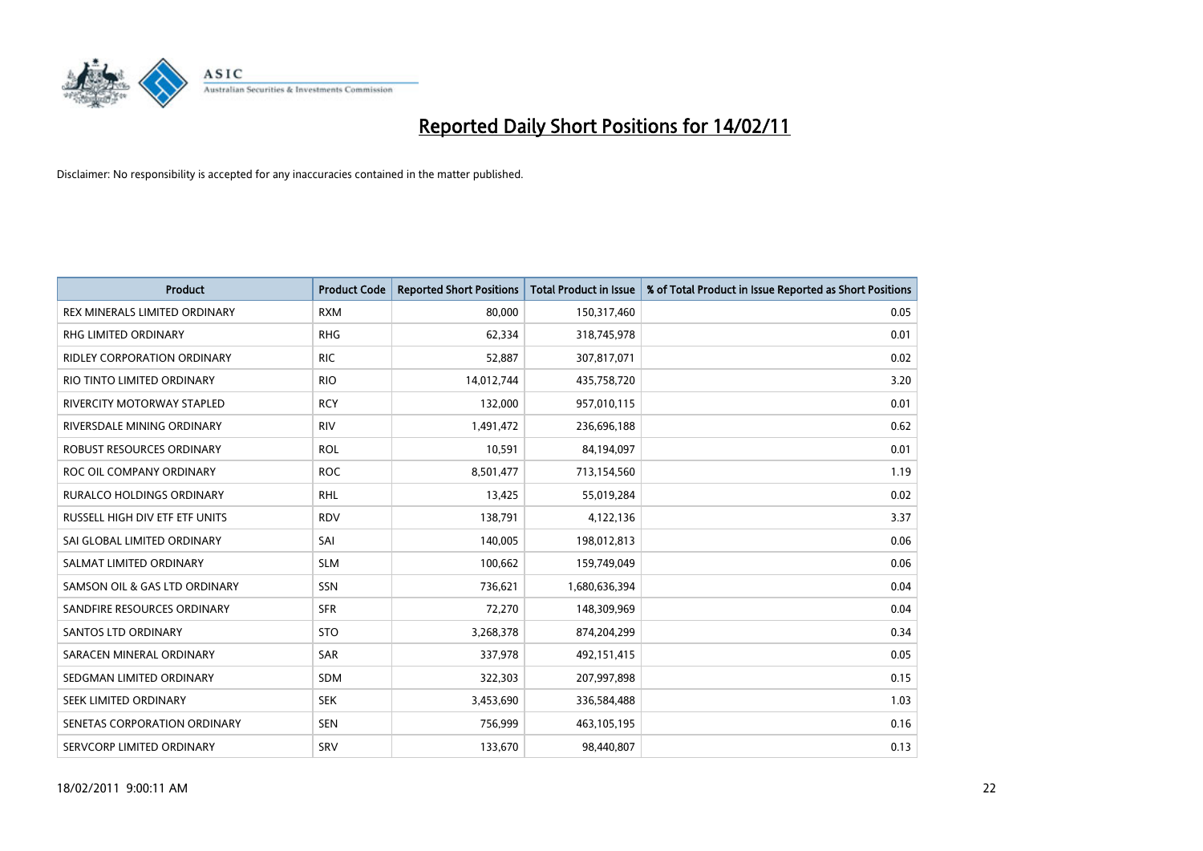# Reported Daily Short Positions for 14/02/11

Disclaimer: No responsibility is accepted for any inaccuracies contained in the matter published.

| Product | Product Code | Reported Short Positions | Total Product in Issue | % of Total Product in Issue Reported as Short Positions |
|---|---|---|---|---|
| REX MINERALS LIMITED ORDINARY | RXM | 80,000 | 150,317,460 | 0.05 |
| RHG LIMITED ORDINARY | RHG | 62,334 | 318,745,978 | 0.01 |
| RIDLEY CORPORATION ORDINARY | RIC | 52,887 | 307,817,071 | 0.02 |
| RIO TINTO LIMITED ORDINARY | RIO | 14,012,744 | 435,758,720 | 3.20 |
| RIVERCITY MOTORWAY STAPLED | RCY | 132,000 | 957,010,115 | 0.01 |
| RIVERSDALE MINING ORDINARY | RIV | 1,491,472 | 236,696,188 | 0.62 |
| ROBUST RESOURCES ORDINARY | ROL | 10,591 | 84,194,097 | 0.01 |
| ROC OIL COMPANY ORDINARY | ROC | 8,501,477 | 713,154,560 | 1.19 |
| RURALCO HOLDINGS ORDINARY | RHL | 13,425 | 55,019,284 | 0.02 |
| RUSSELL HIGH DIV ETF ETF UNITS | RDV | 138,791 | 4,122,136 | 3.37 |
| SAI GLOBAL LIMITED ORDINARY | SAI | 140,005 | 198,012,813 | 0.06 |
| SALMAT LIMITED ORDINARY | SLM | 100,662 | 159,749,049 | 0.06 |
| SAMSON OIL & GAS LTD ORDINARY | SSN | 736,621 | 1,680,636,394 | 0.04 |
| SANDFIRE RESOURCES ORDINARY | SFR | 72,270 | 148,309,969 | 0.04 |
| SANTOS LTD ORDINARY | STO | 3,268,378 | 874,204,299 | 0.34 |
| SARACEN MINERAL ORDINARY | SAR | 337,978 | 492,151,415 | 0.05 |
| SEDGMAN LIMITED ORDINARY | SDM | 322,303 | 207,997,898 | 0.15 |
| SEEK LIMITED ORDINARY | SEK | 3,453,690 | 336,584,488 | 1.03 |
| SENETAS CORPORATION ORDINARY | SEN | 756,999 | 463,105,195 | 0.16 |
| SERVCORP LIMITED ORDINARY | SRV | 133,670 | 98,440,807 | 0.13 |

18/02/2011 9:00:11 AM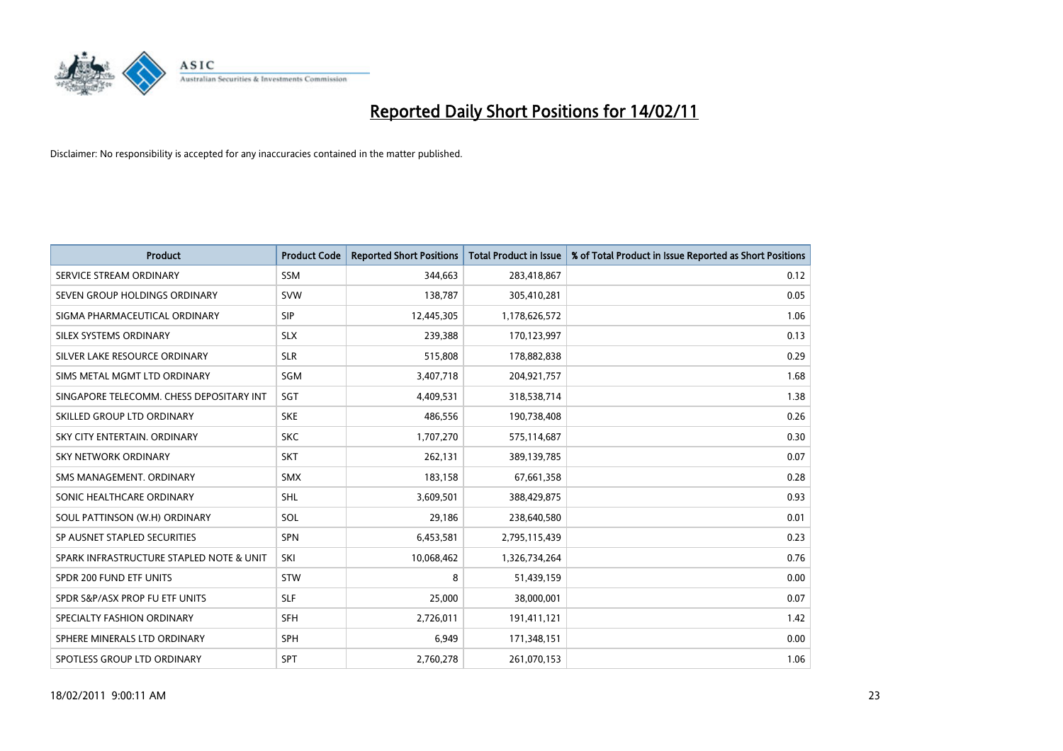# Reported Daily Short Positions for 14/02/11

Disclaimer: No responsibility is accepted for any inaccuracies contained in the matter published.

| Product | Product Code | Reported Short Positions | Total Product in Issue | % of Total Product in Issue Reported as Short Positions |
| --- | --- | --- | --- | --- |
| SERVICE STREAM ORDINARY | SSM | 344,663 | 283,418,867 | 0.12 |
| SEVEN GROUP HOLDINGS ORDINARY | SVW | 138,787 | 305,410,281 | 0.05 |
| SIGMA PHARMACEUTICAL ORDINARY | SIP | 12,445,305 | 1,178,626,572 | 1.06 |
| SILEX SYSTEMS ORDINARY | SLX | 239,388 | 170,123,997 | 0.13 |
| SILVER LAKE RESOURCE ORDINARY | SLR | 515,808 | 178,882,838 | 0.29 |
| SIMS METAL MGMT LTD ORDINARY | SGM | 3,407,718 | 204,921,757 | 1.68 |
| SINGAPORE TELECOMM. CHESS DEPOSITARY INT | SGT | 4,409,531 | 318,538,714 | 1.38 |
| SKILLED GROUP LTD ORDINARY | SKE | 486,556 | 190,738,408 | 0.26 |
| SKY CITY ENTERTAIN. ORDINARY | SKC | 1,707,270 | 575,114,687 | 0.30 |
| SKY NETWORK ORDINARY | SKT | 262,131 | 389,139,785 | 0.07 |
| SMS MANAGEMENT. ORDINARY | SMX | 183,158 | 67,661,358 | 0.28 |
| SONIC HEALTHCARE ORDINARY | SHL | 3,609,501 | 388,429,875 | 0.93 |
| SOUL PATTINSON (W.H) ORDINARY | SOL | 29,186 | 238,640,580 | 0.01 |
| SP AUSNET STAPLED SECURITIES | SPN | 6,453,581 | 2,795,115,439 | 0.23 |
| SPARK INFRASTRUCTURE STAPLED NOTE & UNIT | SKI | 10,068,462 | 1,326,734,264 | 0.76 |
| SPDR 200 FUND ETF UNITS | STW | 8 | 51,439,159 | 0.00 |
| SPDR S&P/ASX PROP FU ETF UNITS | SLF | 25,000 | 38,000,001 | 0.07 |
| SPECIALTY FASHION ORDINARY | SFH | 2,726,011 | 191,411,121 | 1.42 |
| SPHERE MINERALS LTD ORDINARY | SPH | 6,949 | 171,348,151 | 0.00 |
| SPOTLESS GROUP LTD ORDINARY | SPT | 2,760,278 | 261,070,153 | 1.06 |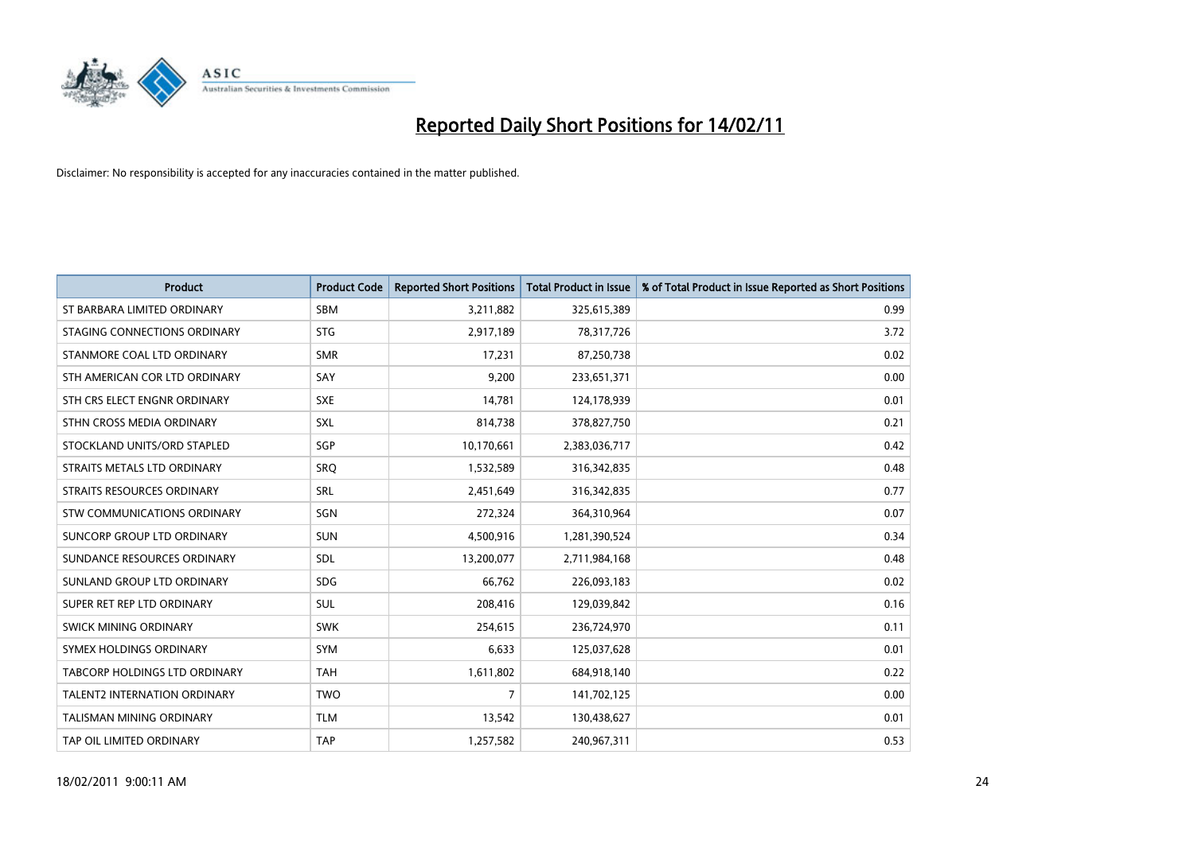# Reported Daily Short Positions for 14/02/11

Disclaimer: No responsibility is accepted for any inaccuracies contained in the matter published.

| Product | Product Code | Reported Short Positions | Total Product in Issue | % of Total Product in Issue Reported as Short Positions |
|---|---|---|---|---|
| ST BARBARA LIMITED ORDINARY | SBM | 3,211,882 | 325,615,389 | 0.99 |
| STAGING CONNECTIONS ORDINARY | STG | 2,917,189 | 78,317,726 | 3.72 |
| STANMORE COAL LTD ORDINARY | SMR | 17,231 | 87,250,738 | 0.02 |
| STH AMERICAN COR LTD ORDINARY | SAY | 9,200 | 233,651,371 | 0.00 |
| STH CRS ELECT ENGNR ORDINARY | SXE | 14,781 | 124,178,939 | 0.01 |
| STHN CROSS MEDIA ORDINARY | SXL | 814,738 | 378,827,750 | 0.21 |
| STOCKLAND UNITS/ORD STAPLED | SGP | 10,170,661 | 2,383,036,717 | 0.42 |
| STRAITS METALS LTD ORDINARY | SRQ | 1,532,589 | 316,342,835 | 0.48 |
| STRAITS RESOURCES ORDINARY | SRL | 2,451,649 | 316,342,835 | 0.77 |
| STW COMMUNICATIONS ORDINARY | SGN | 272,324 | 364,310,964 | 0.07 |
| SUNCORP GROUP LTD ORDINARY | SUN | 4,500,916 | 1,281,390,524 | 0.34 |
| SUNDANCE RESOURCES ORDINARY | SDL | 13,200,077 | 2,711,984,168 | 0.48 |
| SUNLAND GROUP LTD ORDINARY | SDG | 66,762 | 226,093,183 | 0.02 |
| SUPER RET REP LTD ORDINARY | SUL | 208,416 | 129,039,842 | 0.16 |
| SWICK MINING ORDINARY | SWK | 254,615 | 236,724,970 | 0.11 |
| SYMEX HOLDINGS ORDINARY | SYM | 6,633 | 125,037,628 | 0.01 |
| TABCORP HOLDINGS LTD ORDINARY | TAH | 1,611,802 | 684,918,140 | 0.22 |
| TALENT2 INTERNATION ORDINARY | TWO | 7 | 141,702,125 | 0.00 |
| TALISMAN MINING ORDINARY | TLM | 13,542 | 130,438,627 | 0.01 |
| TAP OIL LIMITED ORDINARY | TAP | 1,257,582 | 240,967,311 | 0.53 |

18/02/2011 9:00:11 AM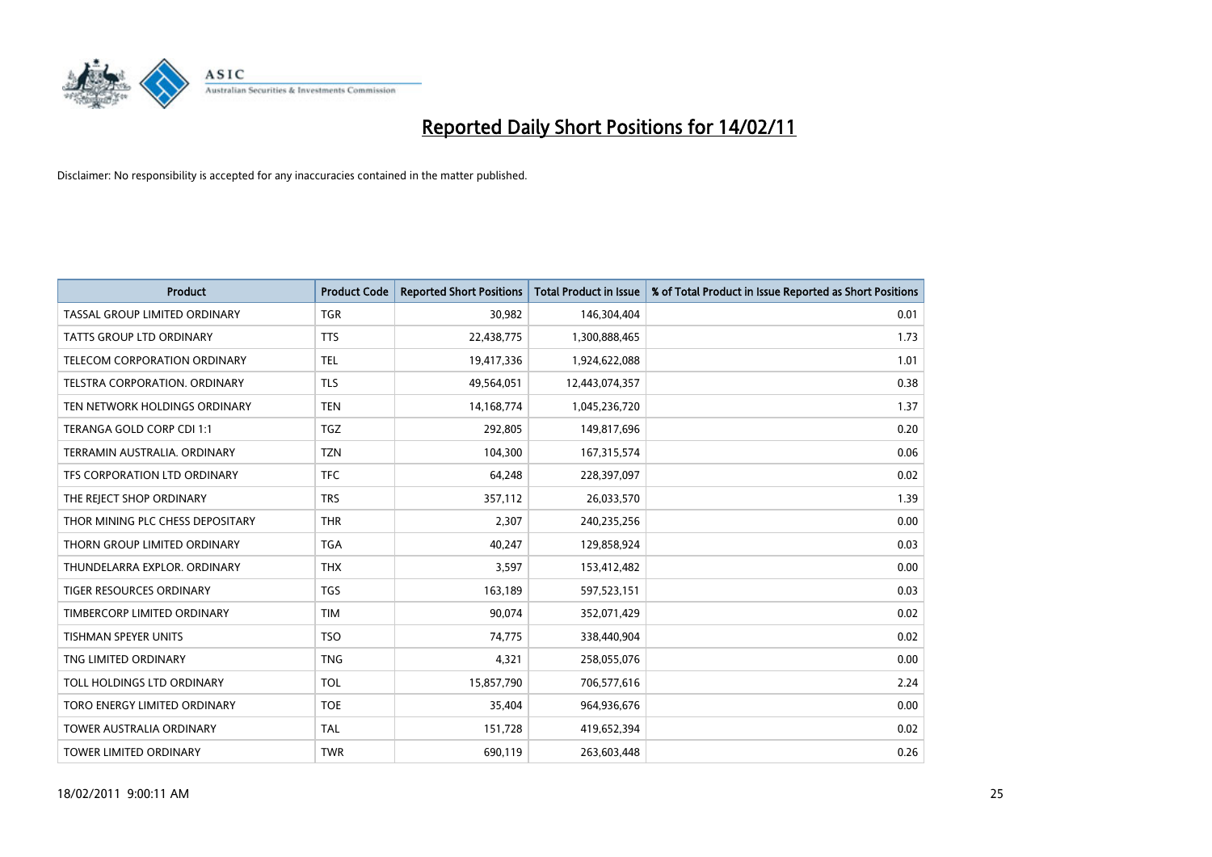# Reported Daily Short Positions for 14/02/11

Disclaimer: No responsibility is accepted for any inaccuracies contained in the matter published.

| Product | Product Code | Reported Short Positions | Total Product in Issue | % of Total Product in Issue Reported as Short Positions |
| --- | --- | --- | --- | --- |
| TASSAL GROUP LIMITED ORDINARY | TGR | 30,982 | 146,304,404 | 0.01 |
| TATTS GROUP LTD ORDINARY | TTS | 22,438,775 | 1,300,888,465 | 1.73 |
| TELECOM CORPORATION ORDINARY | TEL | 19,417,336 | 1,924,622,088 | 1.01 |
| TELSTRA CORPORATION. ORDINARY | TLS | 49,564,051 | 12,443,074,357 | 0.38 |
| TEN NETWORK HOLDINGS ORDINARY | TEN | 14,168,774 | 1,045,236,720 | 1.37 |
| TERANGA GOLD CORP CDI 1:1 | TGZ | 292,805 | 149,817,696 | 0.20 |
| TERRAMIN AUSTRALIA. ORDINARY | TZN | 104,300 | 167,315,574 | 0.06 |
| TFS CORPORATION LTD ORDINARY | TFC | 64,248 | 228,397,097 | 0.02 |
| THE REJECT SHOP ORDINARY | TRS | 357,112 | 26,033,570 | 1.39 |
| THOR MINING PLC CHESS DEPOSITARY | THR | 2,307 | 240,235,256 | 0.00 |
| THORN GROUP LIMITED ORDINARY | TGA | 40,247 | 129,858,924 | 0.03 |
| THUNDELARRA EXPLOR. ORDINARY | THX | 3,597 | 153,412,482 | 0.00 |
| TIGER RESOURCES ORDINARY | TGS | 163,189 | 597,523,151 | 0.03 |
| TIMBERCORP LIMITED ORDINARY | TIM | 90,074 | 352,071,429 | 0.02 |
| TISHMAN SPEYER UNITS | TSO | 74,775 | 338,440,904 | 0.02 |
| TNG LIMITED ORDINARY | TNG | 4,321 | 258,055,076 | 0.00 |
| TOLL HOLDINGS LTD ORDINARY | TOL | 15,857,790 | 706,577,616 | 2.24 |
| TORO ENERGY LIMITED ORDINARY | TOE | 35,404 | 964,936,676 | 0.00 |
| TOWER AUSTRALIA ORDINARY | TAL | 151,728 | 419,652,394 | 0.02 |
| TOWER LIMITED ORDINARY | TWR | 690,119 | 263,603,448 | 0.26 |

18/02/2011 9:00:11 AM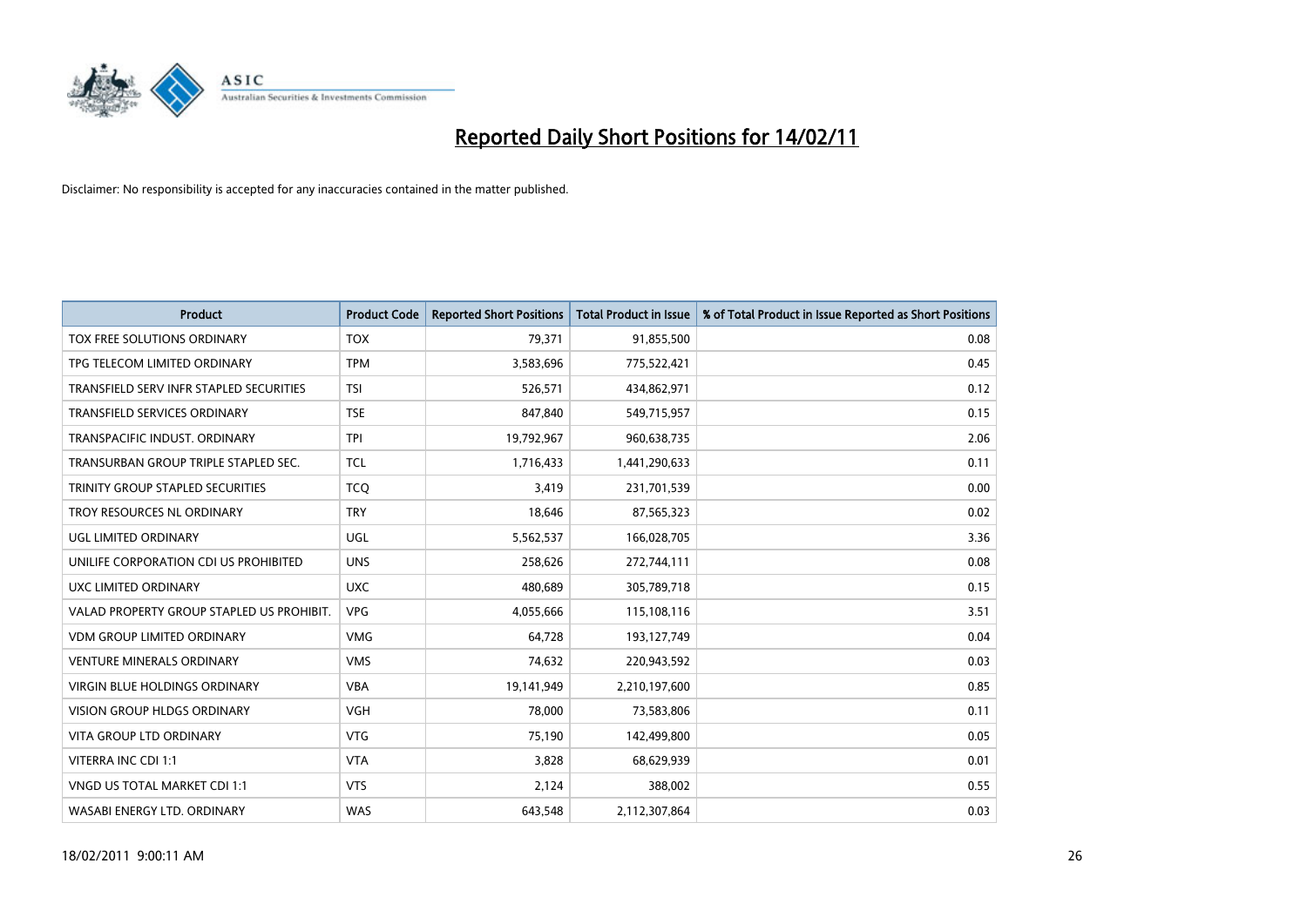# Reported Daily Short Positions for 14/02/11

Disclaimer: No responsibility is accepted for any inaccuracies contained in the matter published.

| Product | Product Code | Reported Short Positions | Total Product in Issue | % of Total Product in Issue Reported as Short Positions |
|---|---|---|---|---|
| TOX FREE SOLUTIONS ORDINARY | TOX | 79,371 | 91,855,500 | 0.08 |
| TPG TELECOM LIMITED ORDINARY | TPM | 3,583,696 | 775,522,421 | 0.45 |
| TRANSFIELD SERV INFR STAPLED SECURITIES | TSI | 526,571 | 434,862,971 | 0.12 |
| TRANSFIELD SERVICES ORDINARY | TSE | 847,840 | 549,715,957 | 0.15 |
| TRANSPACIFIC INDUST. ORDINARY | TPI | 19,792,967 | 960,638,735 | 2.06 |
| TRANSURBAN GROUP TRIPLE STAPLED SEC. | TCL | 1,716,433 | 1,441,290,633 | 0.11 |
| TRINITY GROUP STAPLED SECURITIES | TCQ | 3,419 | 231,701,539 | 0.00 |
| TROY RESOURCES NL ORDINARY | TRY | 18,646 | 87,565,323 | 0.02 |
| UGL LIMITED ORDINARY | UGL | 5,562,537 | 166,028,705 | 3.36 |
| UNILIFE CORPORATION CDI US PROHIBITED | UNS | 258,626 | 272,744,111 | 0.08 |
| UXC LIMITED ORDINARY | UXC | 480,689 | 305,789,718 | 0.15 |
| VALAD PROPERTY GROUP STAPLED US PROHIBIT. | VPG | 4,055,666 | 115,108,116 | 3.51 |
| VDM GROUP LIMITED ORDINARY | VMG | 64,728 | 193,127,749 | 0.04 |
| VENTURE MINERALS ORDINARY | VMS | 74,632 | 220,943,592 | 0.03 |
| VIRGIN BLUE HOLDINGS ORDINARY | VBA | 19,141,949 | 2,210,197,600 | 0.85 |
| VISION GROUP HLDGS ORDINARY | VGH | 78,000 | 73,583,806 | 0.11 |
| VITA GROUP LTD ORDINARY | VTG | 75,190 | 142,499,800 | 0.05 |
| VITERRA INC CDI 1:1 | VTA | 3,828 | 68,629,939 | 0.01 |
| VNGD US TOTAL MARKET CDI 1:1 | VTS | 2,124 | 388,002 | 0.55 |
| WASABI ENERGY LTD. ORDINARY | WAS | 643,548 | 2,112,307,864 | 0.03 |

18/02/2011 9:00:11 AM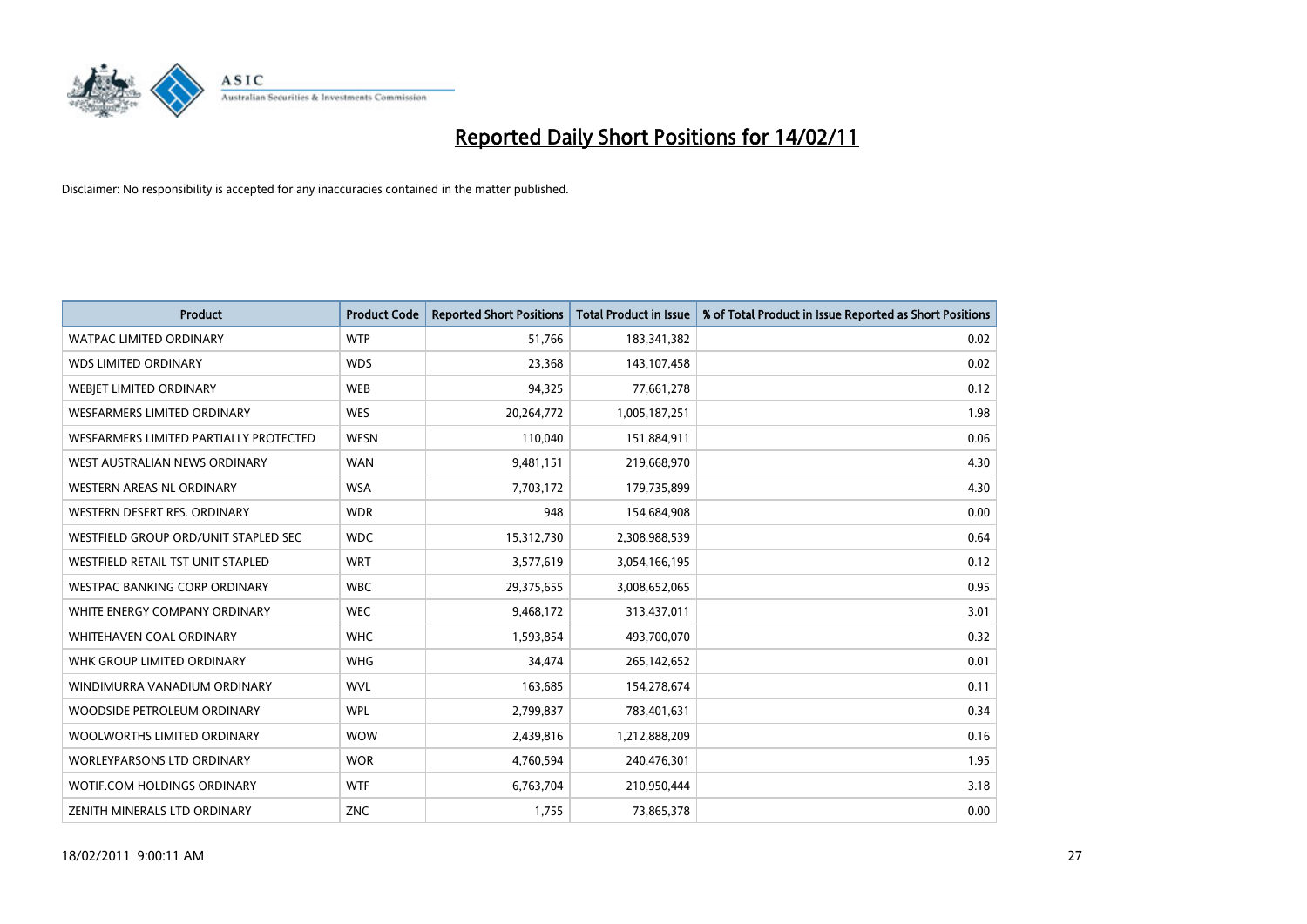# Reported Daily Short Positions for 14/02/11

Disclaimer: No responsibility is accepted for any inaccuracies contained in the matter published.

| Product | Product Code | Reported Short Positions | Total Product in Issue | % of Total Product in Issue Reported as Short Positions |
|---|---|---|---|---|
| WATPAC LIMITED ORDINARY | WTP | 51,766 | 183,341,382 | 0.02 |
| WDS LIMITED ORDINARY | WDS | 23,368 | 143,107,458 | 0.02 |
| WEBJET LIMITED ORDINARY | WEB | 94,325 | 77,661,278 | 0.12 |
| WESFARMERS LIMITED ORDINARY | WES | 20,264,772 | 1,005,187,251 | 1.98 |
| WESFARMERS LIMITED PARTIALLY PROTECTED | WESN | 110,040 | 151,884,911 | 0.06 |
| WEST AUSTRALIAN NEWS ORDINARY | WAN | 9,481,151 | 219,668,970 | 4.30 |
| WESTERN AREAS NL ORDINARY | WSA | 7,703,172 | 179,735,899 | 4.30 |
| WESTERN DESERT RES. ORDINARY | WDR | 948 | 154,684,908 | 0.00 |
| WESTFIELD GROUP ORD/UNIT STAPLED SEC | WDC | 15,312,730 | 2,308,988,539 | 0.64 |
| WESTFIELD RETAIL TST UNIT STAPLED | WRT | 3,577,619 | 3,054,166,195 | 0.12 |
| WESTPAC BANKING CORP ORDINARY | WBC | 29,375,655 | 3,008,652,065 | 0.95 |
| WHITE ENERGY COMPANY ORDINARY | WEC | 9,468,172 | 313,437,011 | 3.01 |
| WHITEHAVEN COAL ORDINARY | WHC | 1,593,854 | 493,700,070 | 0.32 |
| WHK GROUP LIMITED ORDINARY | WHG | 34,474 | 265,142,652 | 0.01 |
| WINDIMURRA VANADIUM ORDINARY | WVL | 163,685 | 154,278,674 | 0.11 |
| WOODSIDE PETROLEUM ORDINARY | WPL | 2,799,837 | 783,401,631 | 0.34 |
| WOOLWORTHS LIMITED ORDINARY | WOW | 2,439,816 | 1,212,888,209 | 0.16 |
| WORLEYPARSONS LTD ORDINARY | WOR | 4,760,594 | 240,476,301 | 1.95 |
| WOTIF.COM HOLDINGS ORDINARY | WTF | 6,763,704 | 210,950,444 | 3.18 |
| ZENITH MINERALS LTD ORDINARY | ZNC | 1,755 | 73,865,378 | 0.00 |